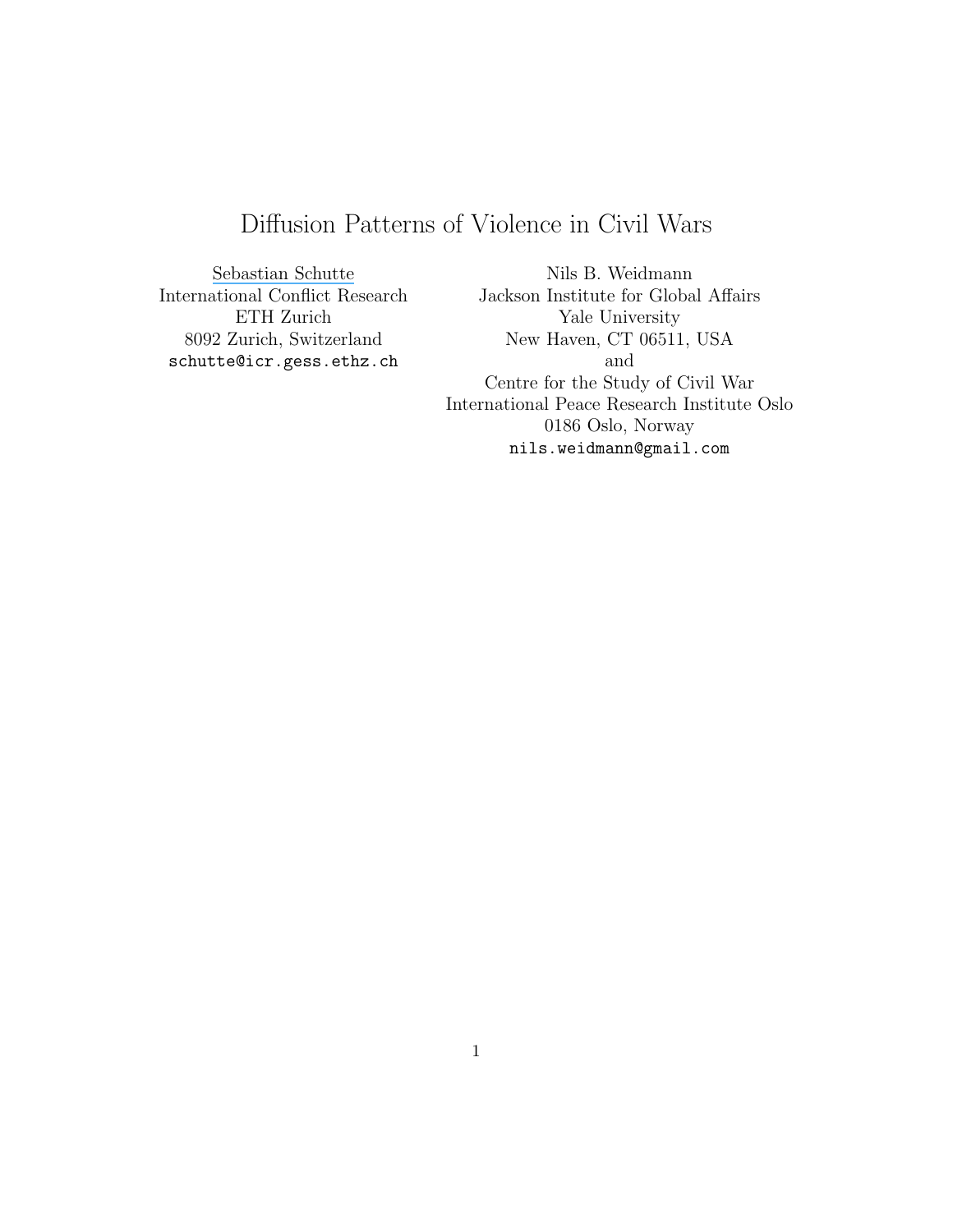# Diffusion Patterns of Violence in Civil Wars

Sebastian Schutte
International Conflict Research
ETH Zurich
8092 Zurich, Switzerland
schutte@icr.gess.ethz.ch

Nils B. Weidmann
Jackson Institute for Global Affairs
Yale University
New Haven, CT 06511, USA
and
Centre for the Study of Civil War
International Peace Research Institute Oslo
0186 Oslo, Norway
nils.weidmann@gmail.com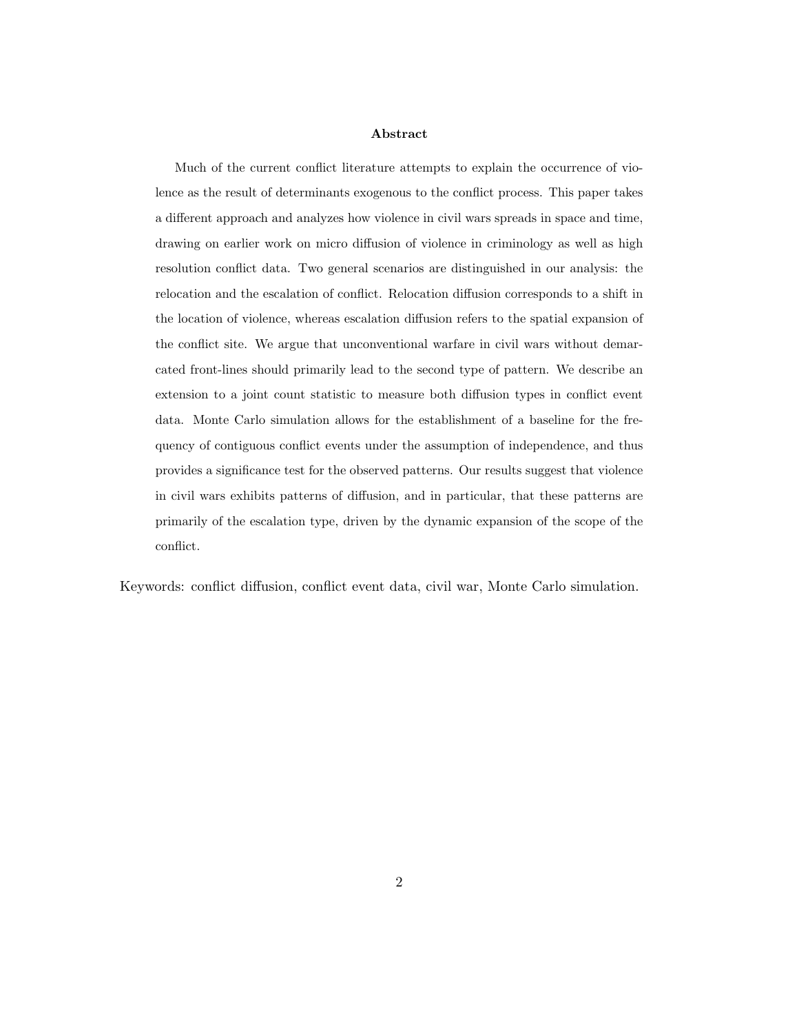**Abstract**

Much of the current conflict literature attempts to explain the occurrence of violence as the result of determinants exogenous to the conflict process. This paper takes a different approach and analyzes how violence in civil wars spreads in space and time, drawing on earlier work on micro diffusion of violence in criminology as well as high resolution conflict data. Two general scenarios are distinguished in our analysis: the relocation and the escalation of conflict. Relocation diffusion corresponds to a shift in the location of violence, whereas escalation diffusion refers to the spatial expansion of the conflict site. We argue that unconventional warfare in civil wars without demarcated front-lines should primarily lead to the second type of pattern. We describe an extension to a joint count statistic to measure both diffusion types in conflict event data. Monte Carlo simulation allows for the establishment of a baseline for the frequency of contiguous conflict events under the assumption of independence, and thus provides a significance test for the observed patterns. Our results suggest that violence in civil wars exhibits patterns of diffusion, and in particular, that these patterns are primarily of the escalation type, driven by the dynamic expansion of the scope of the conflict.

Keywords: conflict diffusion, conflict event data, civil war, Monte Carlo simulation.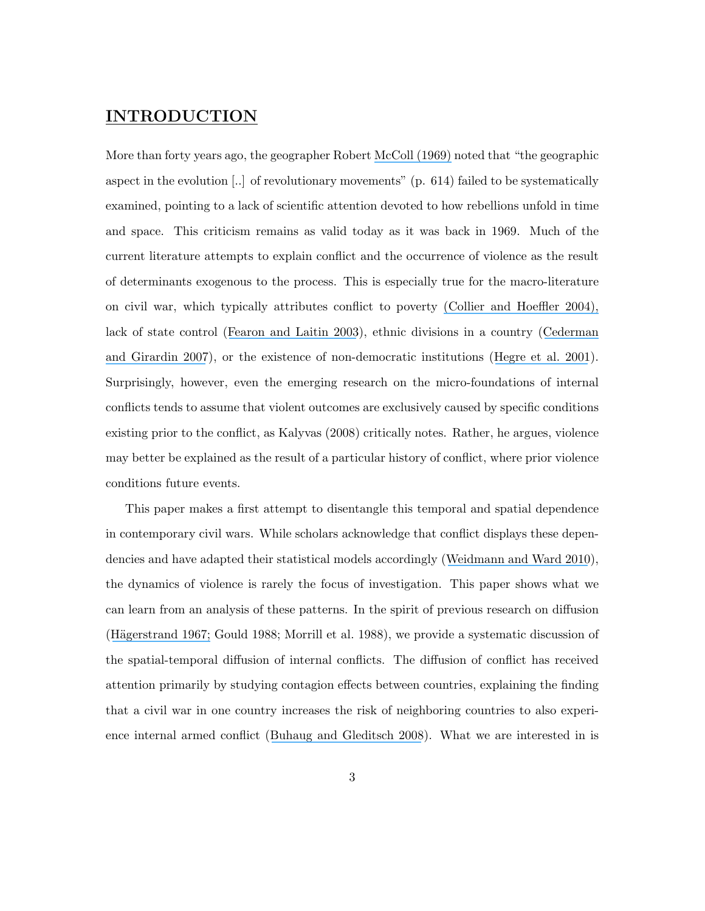# INTRODUCTION

More than forty years ago, the geographer Robert McColl (1969) noted that "the geographic aspect in the evolution [..] of revolutionary movements" (p. 614) failed to be systematically examined, pointing to a lack of scientific attention devoted to how rebellions unfold in time and space. This criticism remains as valid today as it was back in 1969. Much of the current literature attempts to explain conflict and the occurrence of violence as the result of determinants exogenous to the process. This is especially true for the macro-literature on civil war, which typically attributes conflict to poverty (Collier and Hoeffler 2004), lack of state control (Fearon and Laitin 2003), ethnic divisions in a country (Cederman and Girardin 2007), or the existence of non-democratic institutions (Hegre et al. 2001). Surprisingly, however, even the emerging research on the micro-foundations of internal conflicts tends to assume that violent outcomes are exclusively caused by specific conditions existing prior to the conflict, as Kalyvas (2008) critically notes. Rather, he argues, violence may better be explained as the result of a particular history of conflict, where prior violence conditions future events.

This paper makes a first attempt to disentangle this temporal and spatial dependence in contemporary civil wars. While scholars acknowledge that conflict displays these dependencies and have adapted their statistical models accordingly (Weidmann and Ward 2010), the dynamics of violence is rarely the focus of investigation. This paper shows what we can learn from an analysis of these patterns. In the spirit of previous research on diffusion (Hägerstrand 1967; Gould 1988; Morrill et al. 1988), we provide a systematic discussion of the spatial-temporal diffusion of internal conflicts. The diffusion of conflict has received attention primarily by studying contagion effects between countries, explaining the finding that a civil war in one country increases the risk of neighboring countries to also experience internal armed conflict (Buhaug and Gleditsch 2008). What we are interested in is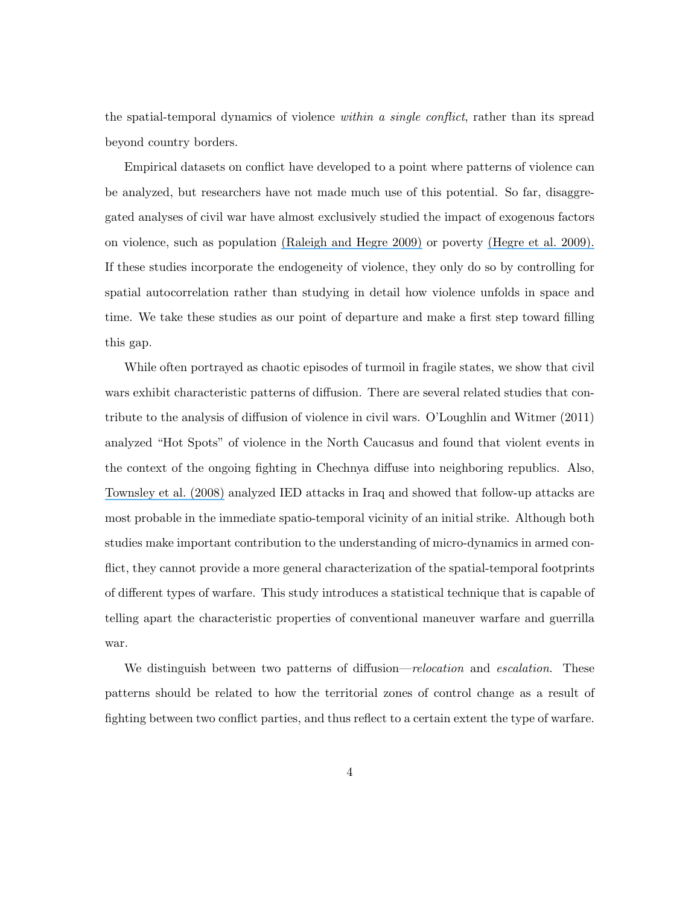the spatial-temporal dynamics of violence *within a single conflict*, rather than its spread beyond country borders.

Empirical datasets on conflict have developed to a point where patterns of violence can be analyzed, but researchers have not made much use of this potential. So far, disaggregated analyses of civil war have almost exclusively studied the impact of exogenous factors on violence, such as population (Raleigh and Hegre 2009) or poverty (Hegre et al. 2009). If these studies incorporate the endogeneity of violence, they only do so by controlling for spatial autocorrelation rather than studying in detail how violence unfolds in space and time. We take these studies as our point of departure and make a first step toward filling this gap.

While often portrayed as chaotic episodes of turmoil in fragile states, we show that civil wars exhibit characteristic patterns of diffusion. There are several related studies that contribute to the analysis of diffusion of violence in civil wars. O'Loughlin and Witmer (2011) analyzed "Hot Spots" of violence in the North Caucasus and found that violent events in the context of the ongoing fighting in Chechnya diffuse into neighboring republics. Also, Townsley et al. (2008) analyzed IED attacks in Iraq and showed that follow-up attacks are most probable in the immediate spatio-temporal vicinity of an initial strike. Although both studies make important contribution to the understanding of micro-dynamics in armed conflict, they cannot provide a more general characterization of the spatial-temporal footprints of different types of warfare. This study introduces a statistical technique that is capable of telling apart the characteristic properties of conventional maneuver warfare and guerrilla war.

We distinguish between two patterns of diffusion—*relocation* and *escalation*. These patterns should be related to how the territorial zones of control change as a result of fighting between two conflict parties, and thus reflect to a certain extent the type of warfare.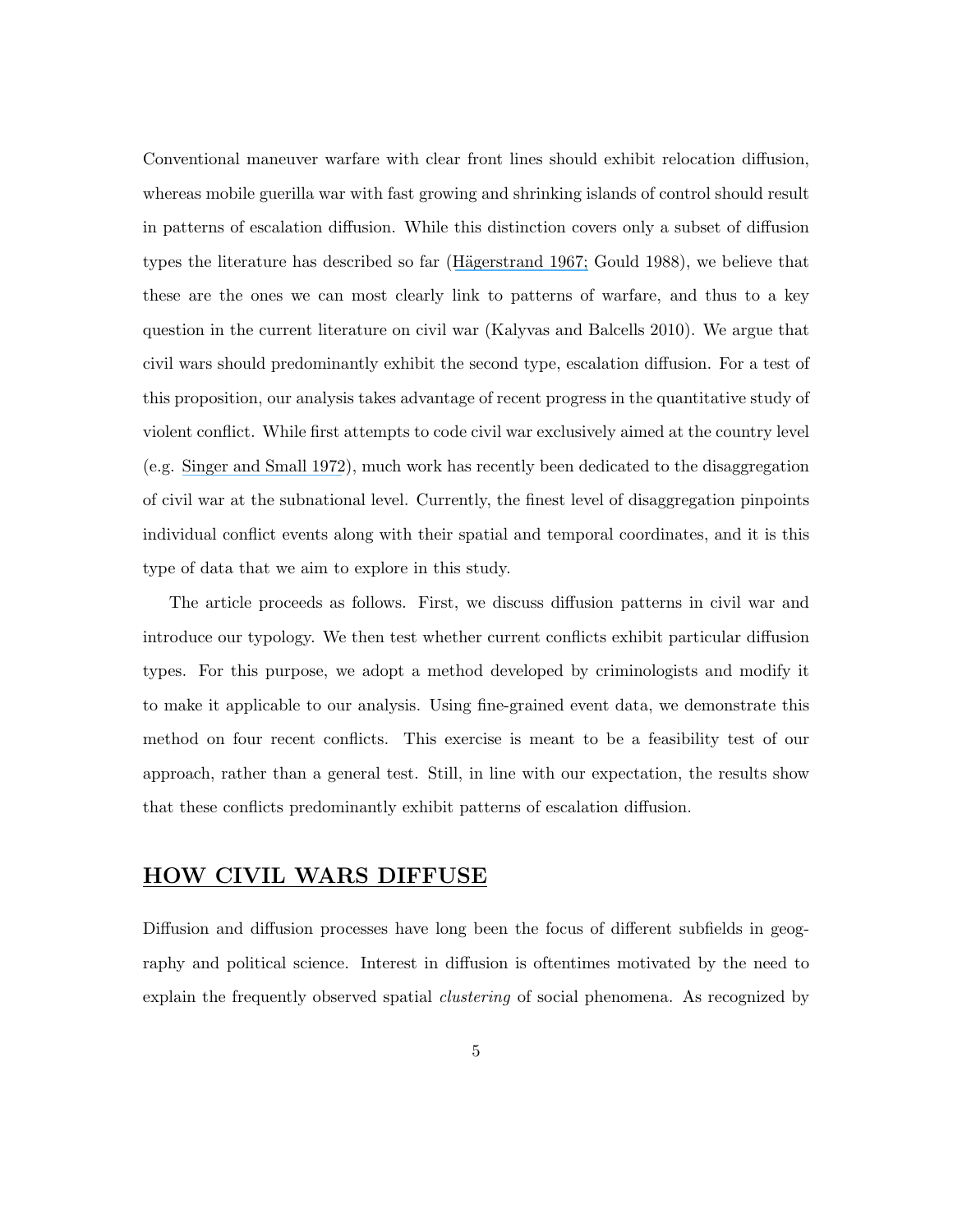Conventional maneuver warfare with clear front lines should exhibit relocation diffusion, whereas mobile guerilla war with fast growing and shrinking islands of control should result in patterns of escalation diffusion. While this distinction covers only a subset of diffusion types the literature has described so far (Hägerstrand 1967; Gould 1988), we believe that these are the ones we can most clearly link to patterns of warfare, and thus to a key question in the current literature on civil war (Kalyvas and Balcells 2010). We argue that civil wars should predominantly exhibit the second type, escalation diffusion. For a test of this proposition, our analysis takes advantage of recent progress in the quantitative study of violent conflict. While first attempts to code civil war exclusively aimed at the country level (e.g. Singer and Small 1972), much work has recently been dedicated to the disaggregation of civil war at the subnational level. Currently, the finest level of disaggregation pinpoints individual conflict events along with their spatial and temporal coordinates, and it is this type of data that we aim to explore in this study.

The article proceeds as follows. First, we discuss diffusion patterns in civil war and introduce our typology. We then test whether current conflicts exhibit particular diffusion types. For this purpose, we adopt a method developed by criminologists and modify it to make it applicable to our analysis. Using fine-grained event data, we demonstrate this method on four recent conflicts. This exercise is meant to be a feasibility test of our approach, rather than a general test. Still, in line with our expectation, the results show that these conflicts predominantly exhibit patterns of escalation diffusion.

## HOW CIVIL WARS DIFFUSE

Diffusion and diffusion processes have long been the focus of different subfields in geography and political science. Interest in diffusion is oftentimes motivated by the need to explain the frequently observed spatial *clustering* of social phenomena. As recognized by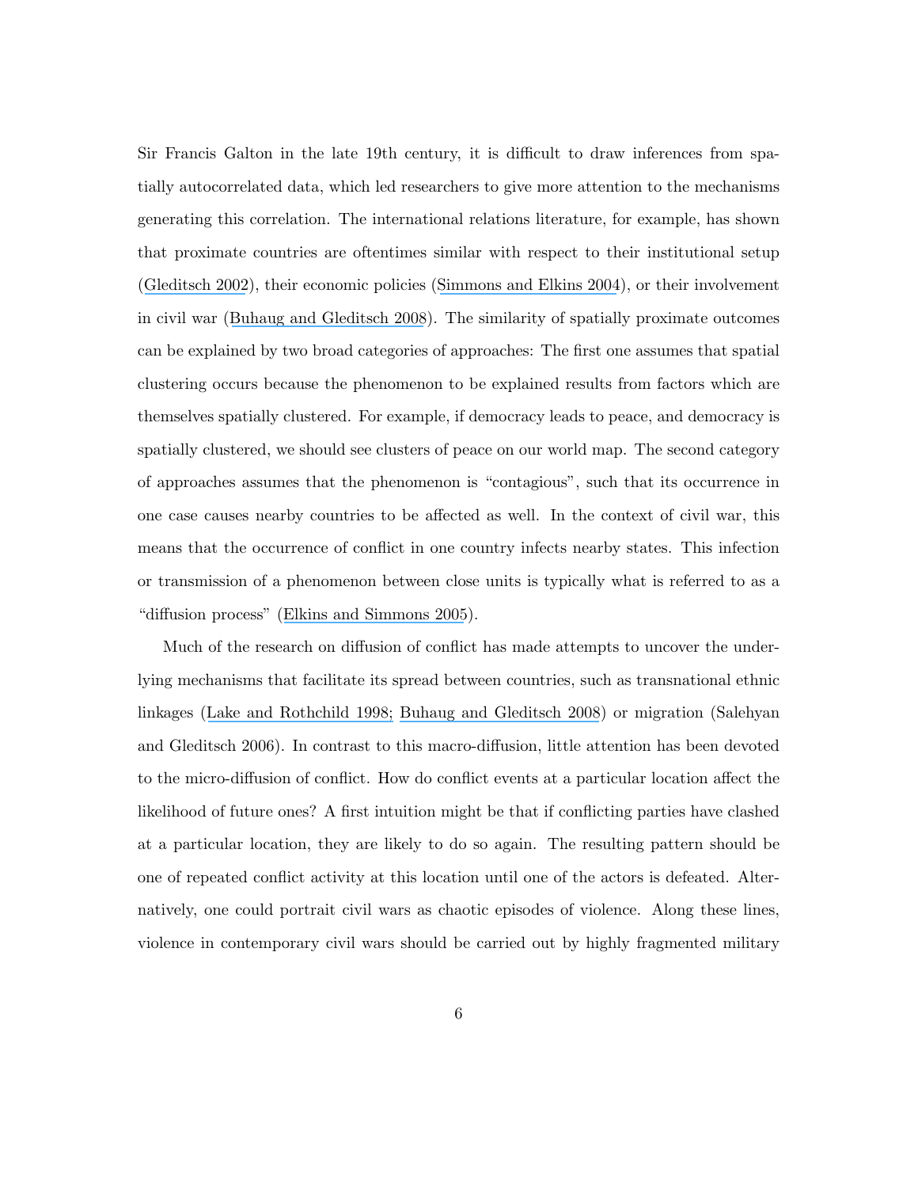Sir Francis Galton in the late 19th century, it is difficult to draw inferences from spatially autocorrelated data, which led researchers to give more attention to the mechanisms generating this correlation. The international relations literature, for example, has shown that proximate countries are oftentimes similar with respect to their institutional setup (Gleditsch 2002), their economic policies (Simmons and Elkins 2004), or their involvement in civil war (Buhaug and Gleditsch 2008). The similarity of spatially proximate outcomes can be explained by two broad categories of approaches: The first one assumes that spatial clustering occurs because the phenomenon to be explained results from factors which are themselves spatially clustered. For example, if democracy leads to peace, and democracy is spatially clustered, we should see clusters of peace on our world map. The second category of approaches assumes that the phenomenon is "contagious", such that its occurrence in one case causes nearby countries to be affected as well. In the context of civil war, this means that the occurrence of conflict in one country infects nearby states. This infection or transmission of a phenomenon between close units is typically what is referred to as a "diffusion process" (Elkins and Simmons 2005).

Much of the research on diffusion of conflict has made attempts to uncover the underlying mechanisms that facilitate its spread between countries, such as transnational ethnic linkages (Lake and Rothchild 1998; Buhaug and Gleditsch 2008) or migration (Salehyan and Gleditsch 2006). In contrast to this macro-diffusion, little attention has been devoted to the micro-diffusion of conflict. How do conflict events at a particular location affect the likelihood of future ones? A first intuition might be that if conflicting parties have clashed at a particular location, they are likely to do so again. The resulting pattern should be one of repeated conflict activity at this location until one of the actors is defeated. Alternatively, one could portrait civil wars as chaotic episodes of violence. Along these lines, violence in contemporary civil wars should be carried out by highly fragmented military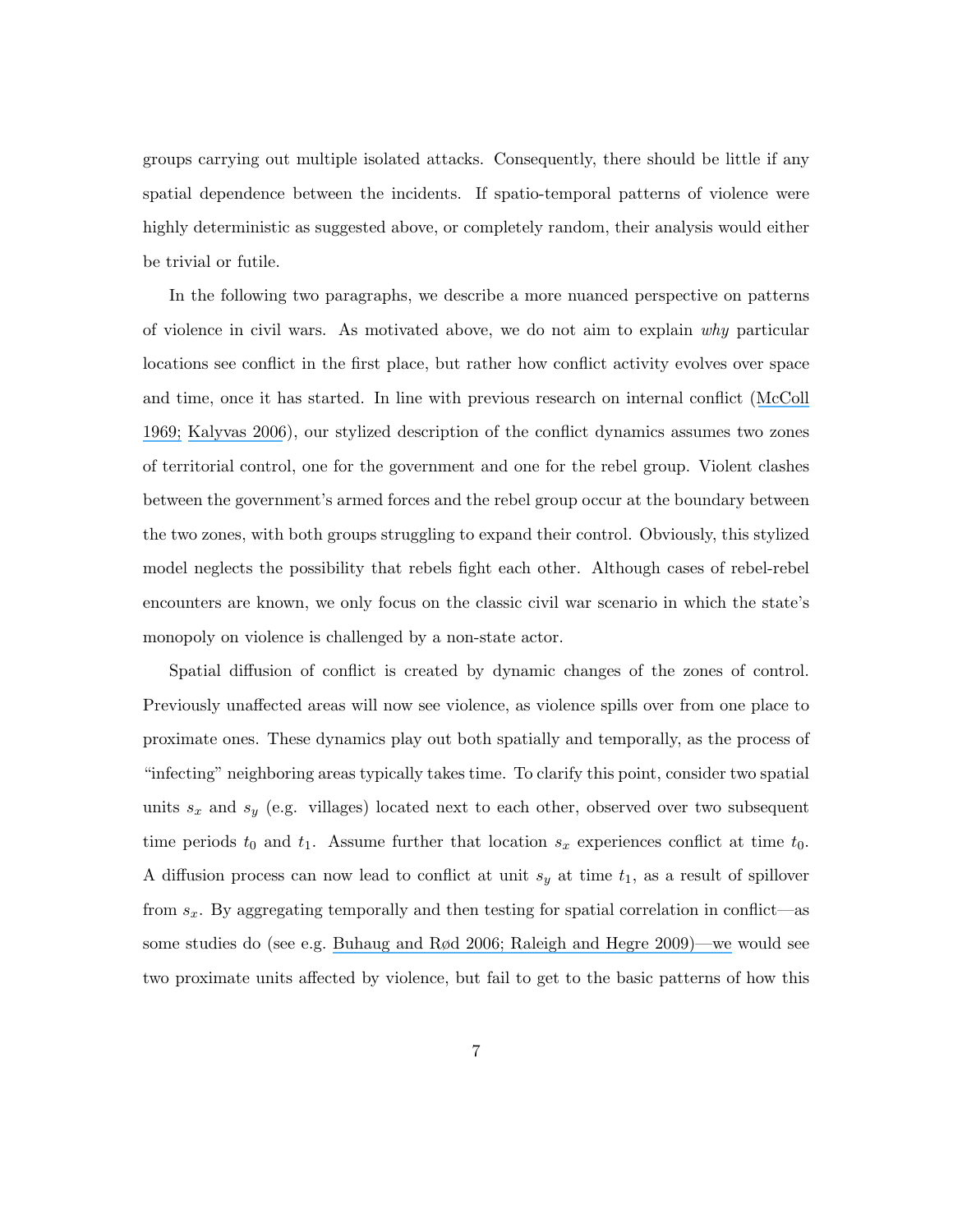groups carrying out multiple isolated attacks. Consequently, there should be little if any spatial dependence between the incidents. If spatio-temporal patterns of violence were highly deterministic as suggested above, or completely random, their analysis would either be trivial or futile.

In the following two paragraphs, we describe a more nuanced perspective on patterns of violence in civil wars. As motivated above, we do not aim to explain *why* particular locations see conflict in the first place, but rather how conflict activity evolves over space and time, once it has started. In line with previous research on internal conflict (McColl 1969; Kalyvas 2006), our stylized description of the conflict dynamics assumes two zones of territorial control, one for the government and one for the rebel group. Violent clashes between the government's armed forces and the rebel group occur at the boundary between the two zones, with both groups struggling to expand their control. Obviously, this stylized model neglects the possibility that rebels fight each other. Although cases of rebel-rebel encounters are known, we only focus on the classic civil war scenario in which the state's monopoly on violence is challenged by a non-state actor.

Spatial diffusion of conflict is created by dynamic changes of the zones of control. Previously unaffected areas will now see violence, as violence spills over from one place to proximate ones. These dynamics play out both spatially and temporally, as the process of "infecting" neighboring areas typically takes time. To clarify this point, consider two spatial units $s_x$ and $s_y$ (e.g. villages) located next to each other, observed over two subsequent time periods $t_0$ and $t_1$. Assume further that location $s_x$ experiences conflict at time $t_0$. A diffusion process can now lead to conflict at unit $s_y$ at time $t_1$, as a result of spillover from $s_x$. By aggregating temporally and then testing for spatial correlation in conflict—as some studies do (see e.g. Buhaug and Rød 2006; Raleigh and Hegre 2009)—we would see two proximate units affected by violence, but fail to get to the basic patterns of how this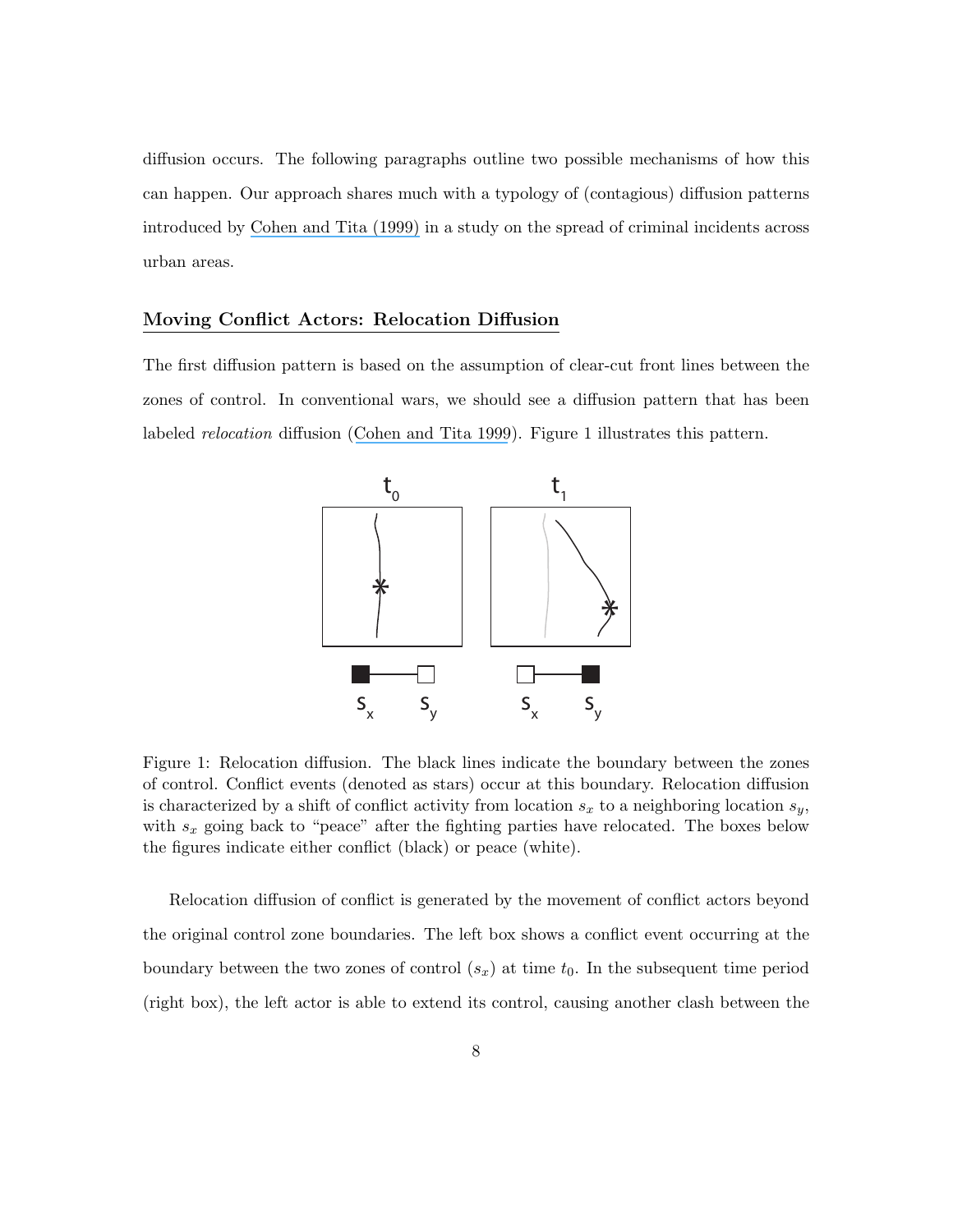diffusion occurs. The following paragraphs outline two possible mechanisms of how this can happen. Our approach shares much with a typology of (contagious) diffusion patterns introduced by Cohen and Tita (1999) in a study on the spread of criminal incidents across urban areas.

## Moving Conflict Actors: Relocation Diffusion

The first diffusion pattern is based on the assumption of clear-cut front lines between the zones of control. In conventional wars, we should see a diffusion pattern that has been labeled *relocation* diffusion (Cohen and Tita 1999). Figure 1 illustrates this pattern.

Figure 1: Relocation diffusion. The black lines indicate the boundary between the zones of control. Conflict events (denoted as stars) occur at this boundary. Relocation diffusion is characterized by a shift of conflict activity from location $s_x$ to a neighboring location $s_y$, with $s_x$ going back to "peace" after the fighting parties have relocated. The boxes below the figures indicate either conflict (black) or peace (white).

Relocation diffusion of conflict is generated by the movement of conflict actors beyond the original control zone boundaries. The left box shows a conflict event occurring at the boundary between the two zones of control ($s_x$) at time $t_0$. In the subsequent time period (right box), the left actor is able to extend its control, causing another clash between the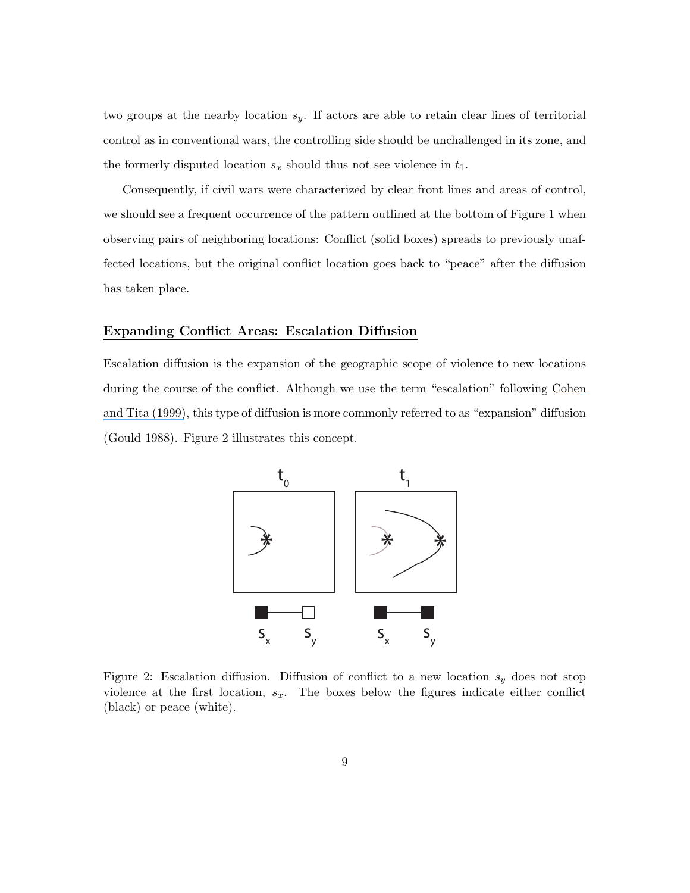two groups at the nearby location $s_y$. If actors are able to retain clear lines of territorial control as in conventional wars, the controlling side should be unchallenged in its zone, and the formerly disputed location $s_x$ should thus not see violence in $t_1$.

Consequently, if civil wars were characterized by clear front lines and areas of control, we should see a frequent occurrence of the pattern outlined at the bottom of Figure 1 when observing pairs of neighboring locations: Conflict (solid boxes) spreads to previously unaffected locations, but the original conflict location goes back to "peace" after the diffusion has taken place.

## Expanding Conflict Areas: Escalation Diffusion

Escalation diffusion is the expansion of the geographic scope of violence to new locations during the course of the conflict. Although we use the term "escalation" following Cohen and Tita (1999), this type of diffusion is more commonly referred to as "expansion" diffusion (Gould 1988). Figure 2 illustrates this concept.

Figure 2: Escalation diffusion. Diffusion of conflict to a new location $s_y$ does not stop violence at the first location, $s_x$. The boxes below the figures indicate either conflict (black) or peace (white).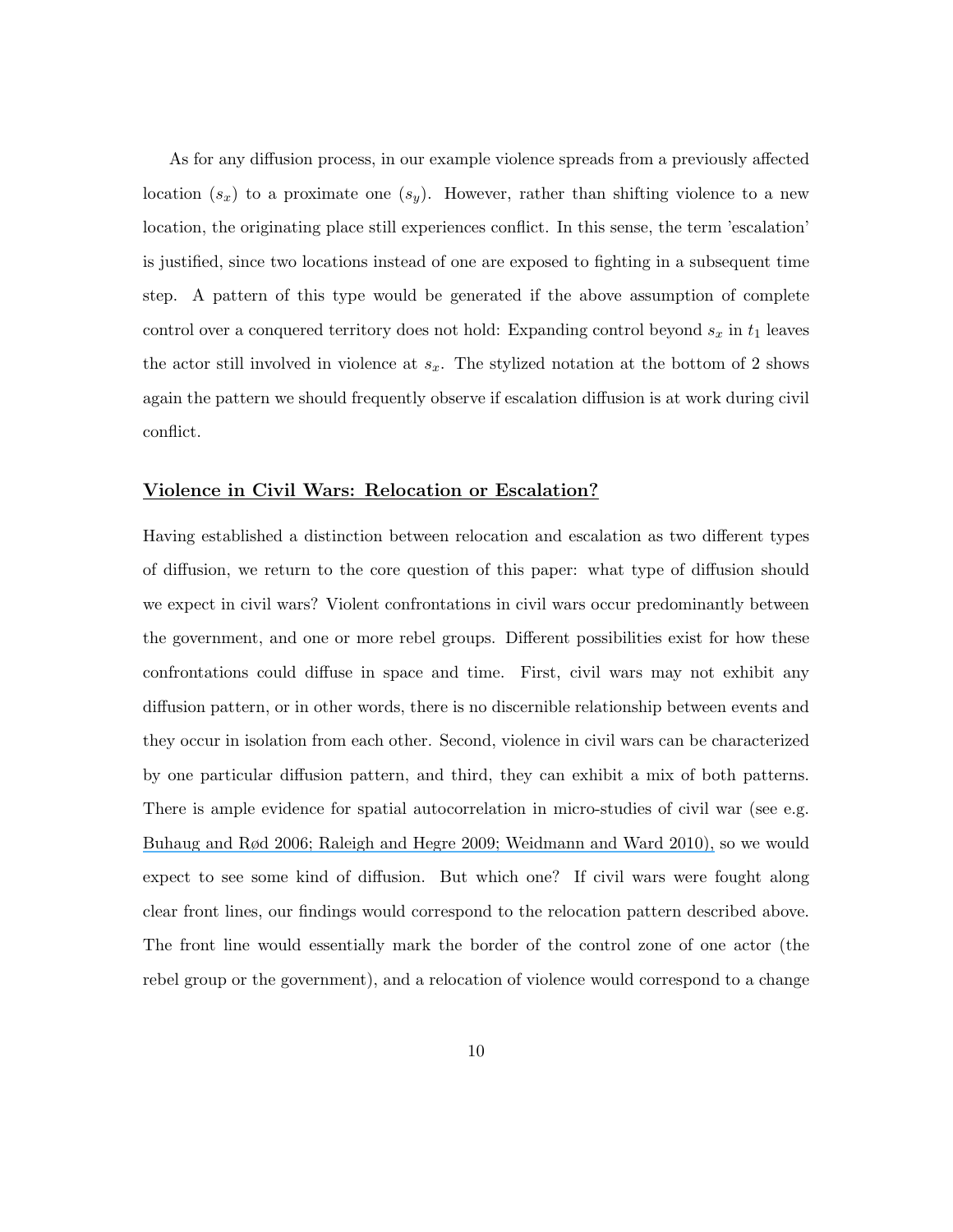As for any diffusion process, in our example violence spreads from a previously affected location ($s_x$) to a proximate one ($s_y$). However, rather than shifting violence to a new location, the originating place still experiences conflict. In this sense, the term 'escalation' is justified, since two locations instead of one are exposed to fighting in a subsequent time step. A pattern of this type would be generated if the above assumption of complete control over a conquered territory does not hold: Expanding control beyond $s_x$ in $t_1$ leaves the actor still involved in violence at $s_x$. The stylized notation at the bottom of 2 shows again the pattern we should frequently observe if escalation diffusion is at work during civil conflict.

## Violence in Civil Wars: Relocation or Escalation?

Having established a distinction between relocation and escalation as two different types of diffusion, we return to the core question of this paper: what type of diffusion should we expect in civil wars? Violent confrontations in civil wars occur predominantly between the government, and one or more rebel groups. Different possibilities exist for how these confrontations could diffuse in space and time. First, civil wars may not exhibit any diffusion pattern, or in other words, there is no discernible relationship between events and they occur in isolation from each other. Second, violence in civil wars can be characterized by one particular diffusion pattern, and third, they can exhibit a mix of both patterns. There is ample evidence for spatial autocorrelation in micro-studies of civil war (see e.g. Buhaug and Rød 2006; Raleigh and Hegre 2009; Weidmann and Ward 2010), so we would expect to see some kind of diffusion. But which one? If civil wars were fought along clear front lines, our findings would correspond to the relocation pattern described above. The front line would essentially mark the border of the control zone of one actor (the rebel group or the government), and a relocation of violence would correspond to a change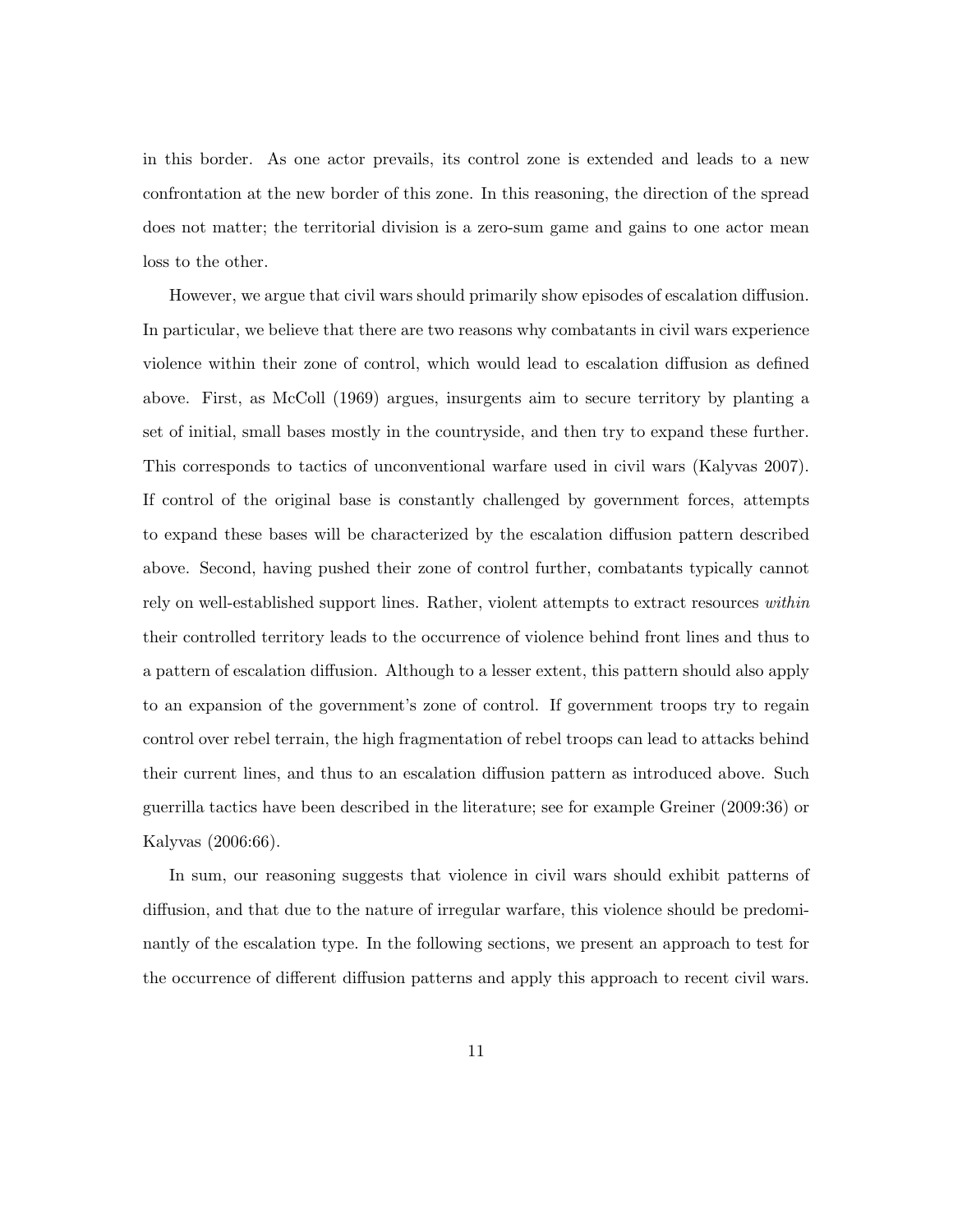in this border. As one actor prevails, its control zone is extended and leads to a new confrontation at the new border of this zone. In this reasoning, the direction of the spread does not matter; the territorial division is a zero-sum game and gains to one actor mean loss to the other.

However, we argue that civil wars should primarily show episodes of escalation diffusion. In particular, we believe that there are two reasons why combatants in civil wars experience violence within their zone of control, which would lead to escalation diffusion as defined above. First, as McColl (1969) argues, insurgents aim to secure territory by planting a set of initial, small bases mostly in the countryside, and then try to expand these further. This corresponds to tactics of unconventional warfare used in civil wars (Kalyvas 2007). If control of the original base is constantly challenged by government forces, attempts to expand these bases will be characterized by the escalation diffusion pattern described above. Second, having pushed their zone of control further, combatants typically cannot rely on well-established support lines. Rather, violent attempts to extract resources *within* their controlled territory leads to the occurrence of violence behind front lines and thus to a pattern of escalation diffusion. Although to a lesser extent, this pattern should also apply to an expansion of the government's zone of control. If government troops try to regain control over rebel terrain, the high fragmentation of rebel troops can lead to attacks behind their current lines, and thus to an escalation diffusion pattern as introduced above. Such guerrilla tactics have been described in the literature; see for example Greiner (2009:36) or Kalyvas (2006:66).

In sum, our reasoning suggests that violence in civil wars should exhibit patterns of diffusion, and that due to the nature of irregular warfare, this violence should be predominantly of the escalation type. In the following sections, we present an approach to test for the occurrence of different diffusion patterns and apply this approach to recent civil wars.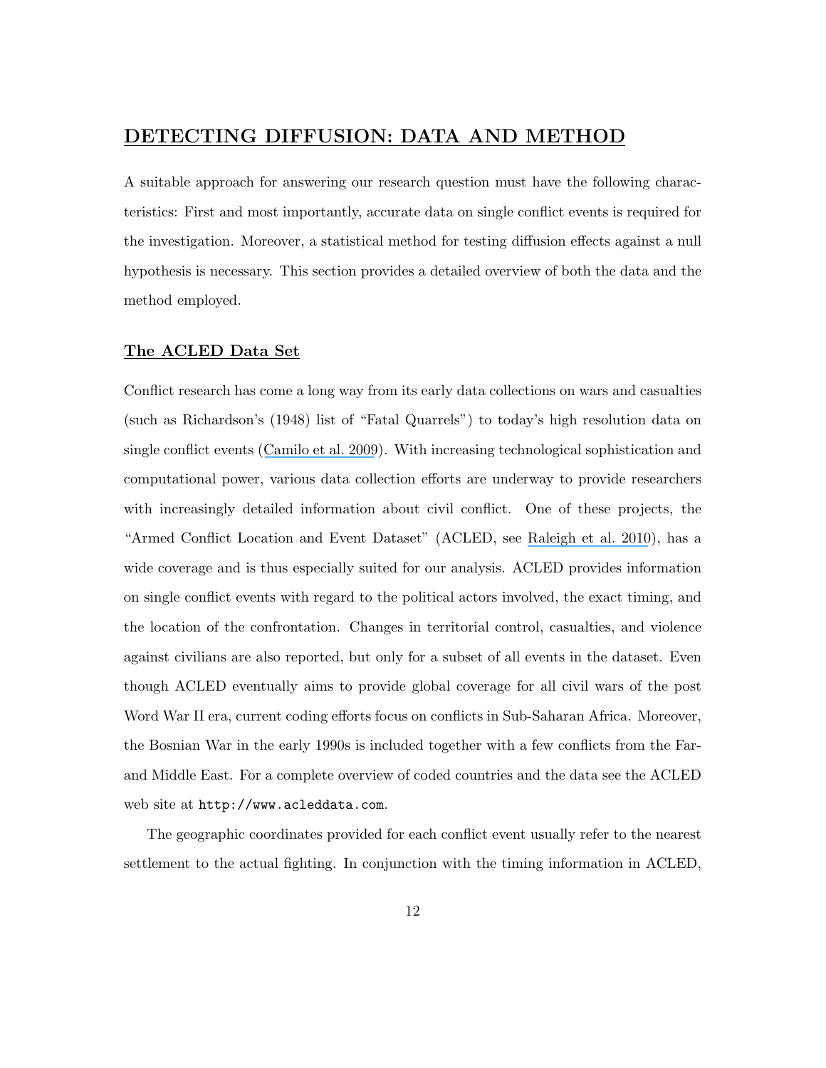## DETECTING DIFFUSION: DATA AND METHOD

A suitable approach for answering our research question must have the following characteristics: First and most importantly, accurate data on single conflict events is required for the investigation. Moreover, a statistical method for testing diffusion effects against a null hypothesis is necessary. This section provides a detailed overview of both the data and the method employed.

### The ACLED Data Set

Conflict research has come a long way from its early data collections on wars and casualties (such as Richardson's (1948) list of "Fatal Quarrels") to today's high resolution data on single conflict events (Camilo et al. 2009). With increasing technological sophistication and computational power, various data collection efforts are underway to provide researchers with increasingly detailed information about civil conflict. One of these projects, the "Armed Conflict Location and Event Dataset" (ACLED, see Raleigh et al. 2010), has a wide coverage and is thus especially suited for our analysis. ACLED provides information on single conflict events with regard to the political actors involved, the exact timing, and the location of the confrontation. Changes in territorial control, casualties, and violence against civilians are also reported, but only for a subset of all events in the dataset. Even though ACLED eventually aims to provide global coverage for all civil wars of the post Word War II era, current coding efforts focus on conflicts in Sub-Saharan Africa. Moreover, the Bosnian War in the early 1990s is included together with a few conflicts from the Far- and Middle East. For a complete overview of coded countries and the data see the ACLED web site at `http://www.acleddata.com`.

The geographic coordinates provided for each conflict event usually refer to the nearest settlement to the actual fighting. In conjunction with the timing information in ACLED,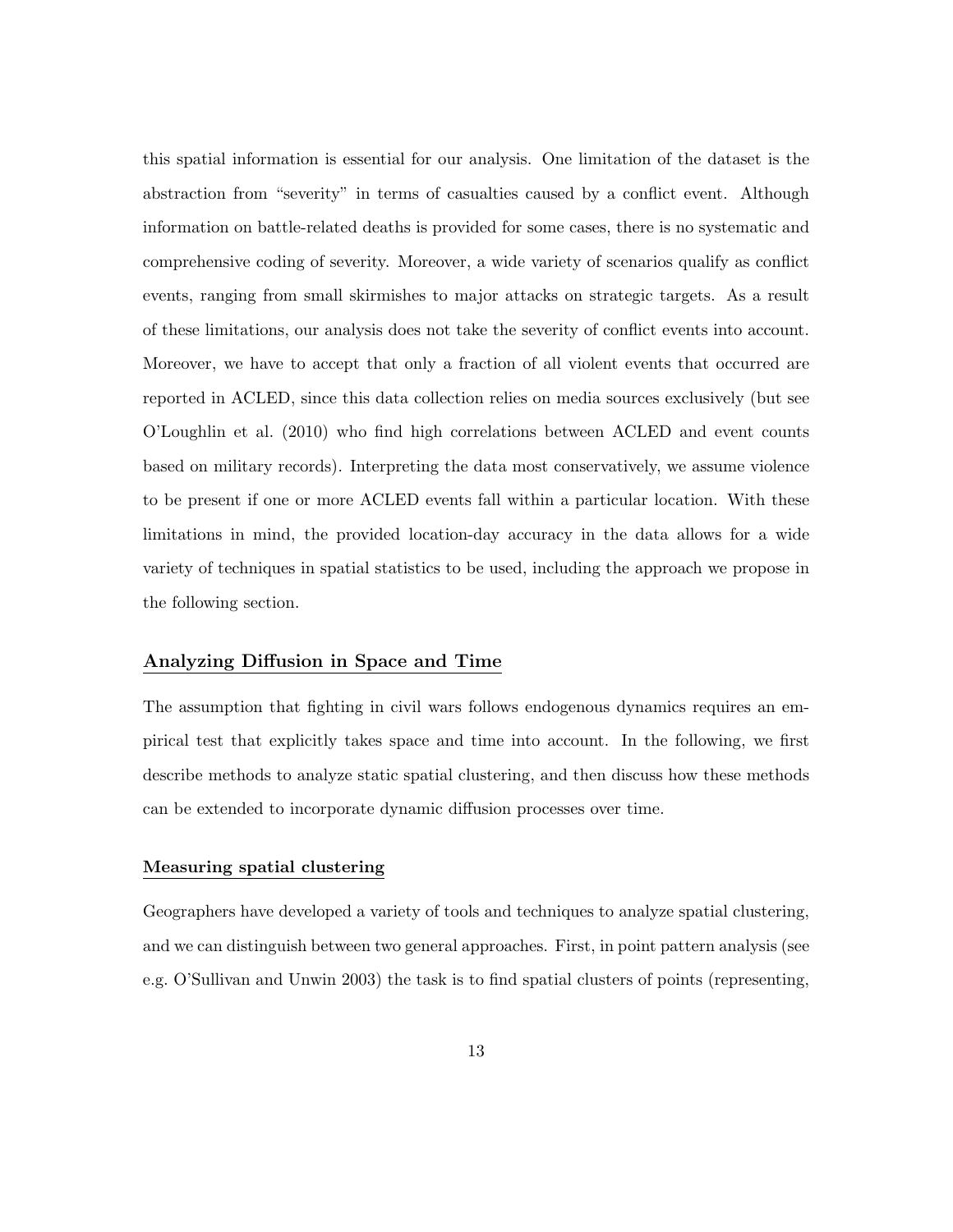this spatial information is essential for our analysis. One limitation of the dataset is the abstraction from "severity" in terms of casualties caused by a conflict event. Although information on battle-related deaths is provided for some cases, there is no systematic and comprehensive coding of severity. Moreover, a wide variety of scenarios qualify as conflict events, ranging from small skirmishes to major attacks on strategic targets. As a result of these limitations, our analysis does not take the severity of conflict events into account. Moreover, we have to accept that only a fraction of all violent events that occurred are reported in ACLED, since this data collection relies on media sources exclusively (but see O'Loughlin et al. (2010) who find high correlations between ACLED and event counts based on military records). Interpreting the data most conservatively, we assume violence to be present if one or more ACLED events fall within a particular location. With these limitations in mind, the provided location-day accuracy in the data allows for a wide variety of techniques in spatial statistics to be used, including the approach we propose in the following section.

## Analyzing Diffusion in Space and Time

The assumption that fighting in civil wars follows endogenous dynamics requires an empirical test that explicitly takes space and time into account. In the following, we first describe methods to analyze static spatial clustering, and then discuss how these methods can be extended to incorporate dynamic diffusion processes over time.

### Measuring spatial clustering

Geographers have developed a variety of tools and techniques to analyze spatial clustering, and we can distinguish between two general approaches. First, in point pattern analysis (see e.g. O'Sullivan and Unwin 2003) the task is to find spatial clusters of points (representing,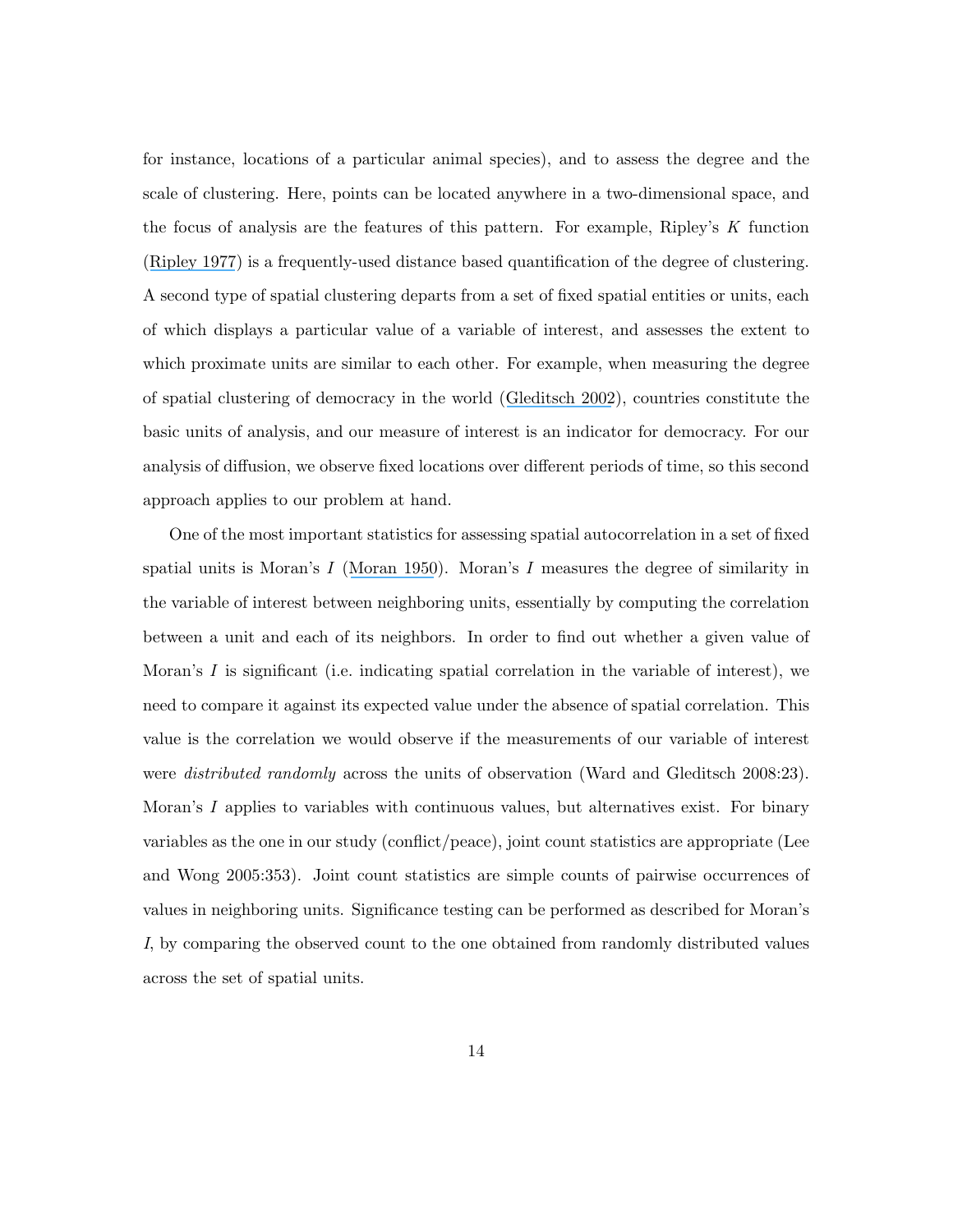for instance, locations of a particular animal species), and to assess the degree and the scale of clustering. Here, points can be located anywhere in a two-dimensional space, and the focus of analysis are the features of this pattern. For example, Ripley's $K$ function (Ripley 1977) is a frequently-used distance based quantification of the degree of clustering. A second type of spatial clustering departs from a set of fixed spatial entities or units, each of which displays a particular value of a variable of interest, and assesses the extent to which proximate units are similar to each other. For example, when measuring the degree of spatial clustering of democracy in the world (Gleditsch 2002), countries constitute the basic units of analysis, and our measure of interest is an indicator for democracy. For our analysis of diffusion, we observe fixed locations over different periods of time, so this second approach applies to our problem at hand.

One of the most important statistics for assessing spatial autocorrelation in a set of fixed spatial units is Moran's $I$ (Moran 1950). Moran's $I$ measures the degree of similarity in the variable of interest between neighboring units, essentially by computing the correlation between a unit and each of its neighbors. In order to find out whether a given value of Moran's $I$ is significant (i.e. indicating spatial correlation in the variable of interest), we need to compare it against its expected value under the absence of spatial correlation. This value is the correlation we would observe if the measurements of our variable of interest were *distributed randomly* across the units of observation (Ward and Gleditsch 2008:23). Moran's $I$ applies to variables with continuous values, but alternatives exist. For binary variables as the one in our study (conflict/peace), joint count statistics are appropriate (Lee and Wong 2005:353). Joint count statistics are simple counts of pairwise occurrences of values in neighboring units. Significance testing can be performed as described for Moran's $I$, by comparing the observed count to the one obtained from randomly distributed values across the set of spatial units.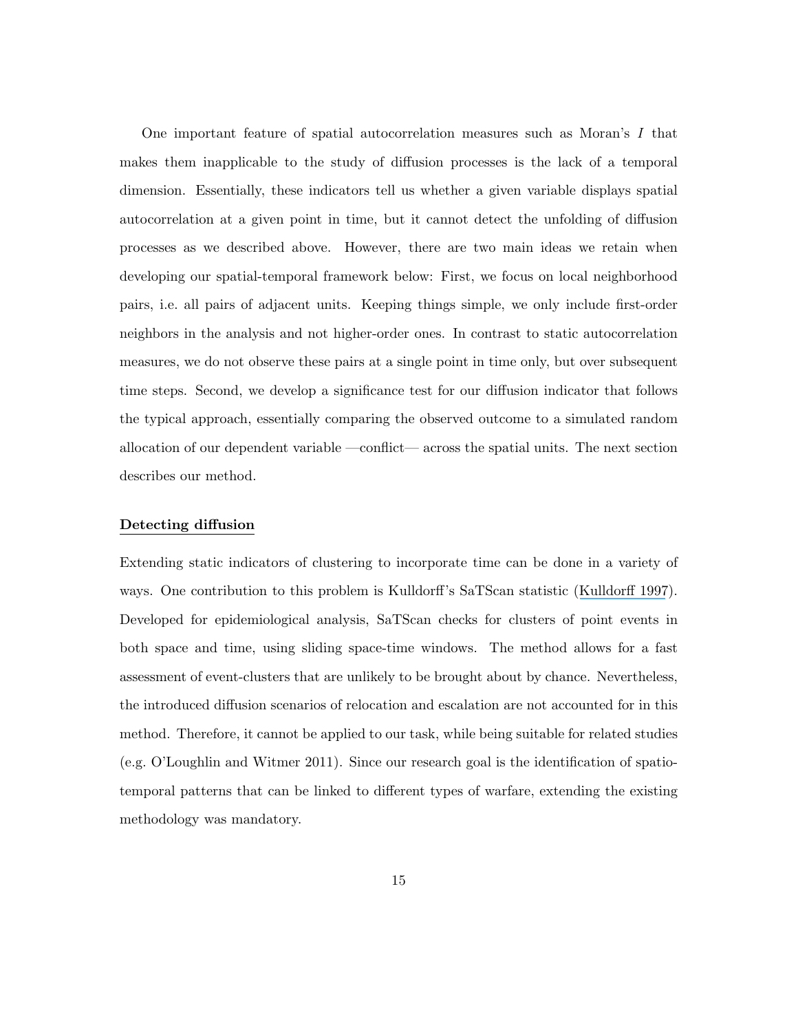One important feature of spatial autocorrelation measures such as Moran's $I$ that makes them inapplicable to the study of diffusion processes is the lack of a temporal dimension. Essentially, these indicators tell us whether a given variable displays spatial autocorrelation at a given point in time, but it cannot detect the unfolding of diffusion processes as we described above. However, there are two main ideas we retain when developing our spatial-temporal framework below: First, we focus on local neighborhood pairs, i.e. all pairs of adjacent units. Keeping things simple, we only include first-order neighbors in the analysis and not higher-order ones. In contrast to static autocorrelation measures, we do not observe these pairs at a single point in time only, but over subsequent time steps. Second, we develop a significance test for our diffusion indicator that follows the typical approach, essentially comparing the observed outcome to a simulated random allocation of our dependent variable —conflict— across the spatial units. The next section describes our method.

## Detecting diffusion

Extending static indicators of clustering to incorporate time can be done in a variety of ways. One contribution to this problem is Kulldorff's SaTScan statistic (Kulldorff 1997). Developed for epidemiological analysis, SaTScan checks for clusters of point events in both space and time, using sliding space-time windows. The method allows for a fast assessment of event-clusters that are unlikely to be brought about by chance. Nevertheless, the introduced diffusion scenarios of relocation and escalation are not accounted for in this method. Therefore, it cannot be applied to our task, while being suitable for related studies (e.g. O'Loughlin and Witmer 2011). Since our research goal is the identification of spatio-temporal patterns that can be linked to different types of warfare, extending the existing methodology was mandatory.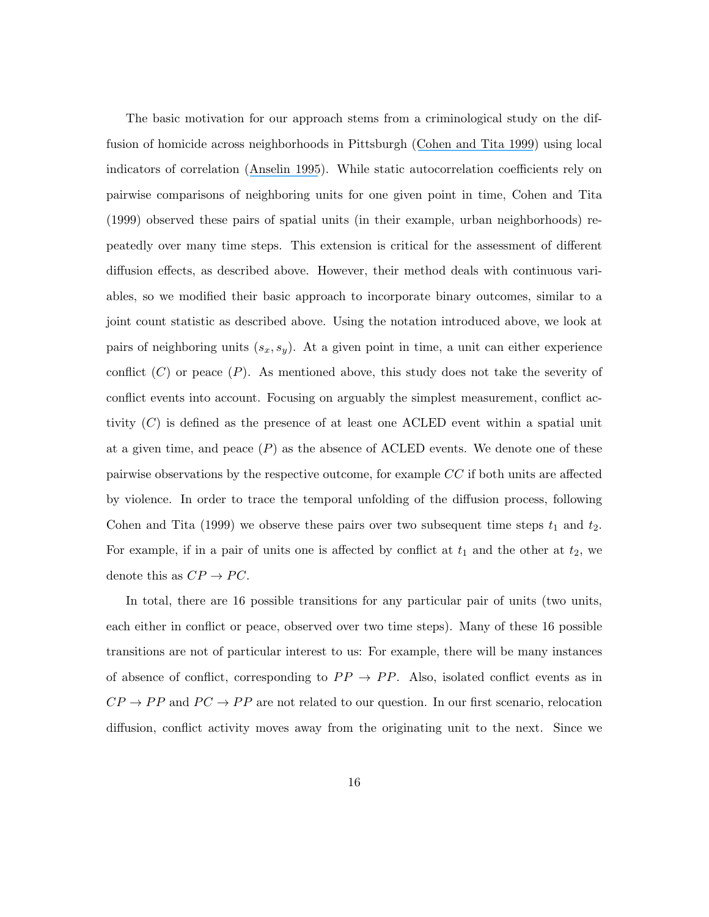The basic motivation for our approach stems from a criminological study on the diffusion of homicide across neighborhoods in Pittsburgh (Cohen and Tita 1999) using local indicators of correlation (Anselin 1995). While static autocorrelation coefficients rely on pairwise comparisons of neighboring units for one given point in time, Cohen and Tita (1999) observed these pairs of spatial units (in their example, urban neighborhoods) repeatedly over many time steps. This extension is critical for the assessment of different diffusion effects, as described above. However, their method deals with continuous variables, so we modified their basic approach to incorporate binary outcomes, similar to a joint count statistic as described above. Using the notation introduced above, we look at pairs of neighboring units $(s_x, s_y)$. At a given point in time, a unit can either experience conflict ($C$) or peace ($P$). As mentioned above, this study does not take the severity of conflict events into account. Focusing on arguably the simplest measurement, conflict activity ($C$) is defined as the presence of at least one ACLED event within a spatial unit at a given time, and peace ($P$) as the absence of ACLED events. We denote one of these pairwise observations by the respective outcome, for example $CC$ if both units are affected by violence. In order to trace the temporal unfolding of the diffusion process, following Cohen and Tita (1999) we observe these pairs over two subsequent time steps $t_1$ and $t_2$. For example, if in a pair of units one is affected by conflict at $t_1$ and the other at $t_2$, we denote this as $CP \rightarrow PC$.

In total, there are 16 possible transitions for any particular pair of units (two units, each either in conflict or peace, observed over two time steps). Many of these 16 possible transitions are not of particular interest to us: For example, there will be many instances of absence of conflict, corresponding to $PP \rightarrow PP$. Also, isolated conflict events as in $CP \rightarrow PP$ and $PC \rightarrow PP$ are not related to our question. In our first scenario, relocation diffusion, conflict activity moves away from the originating unit to the next. Since we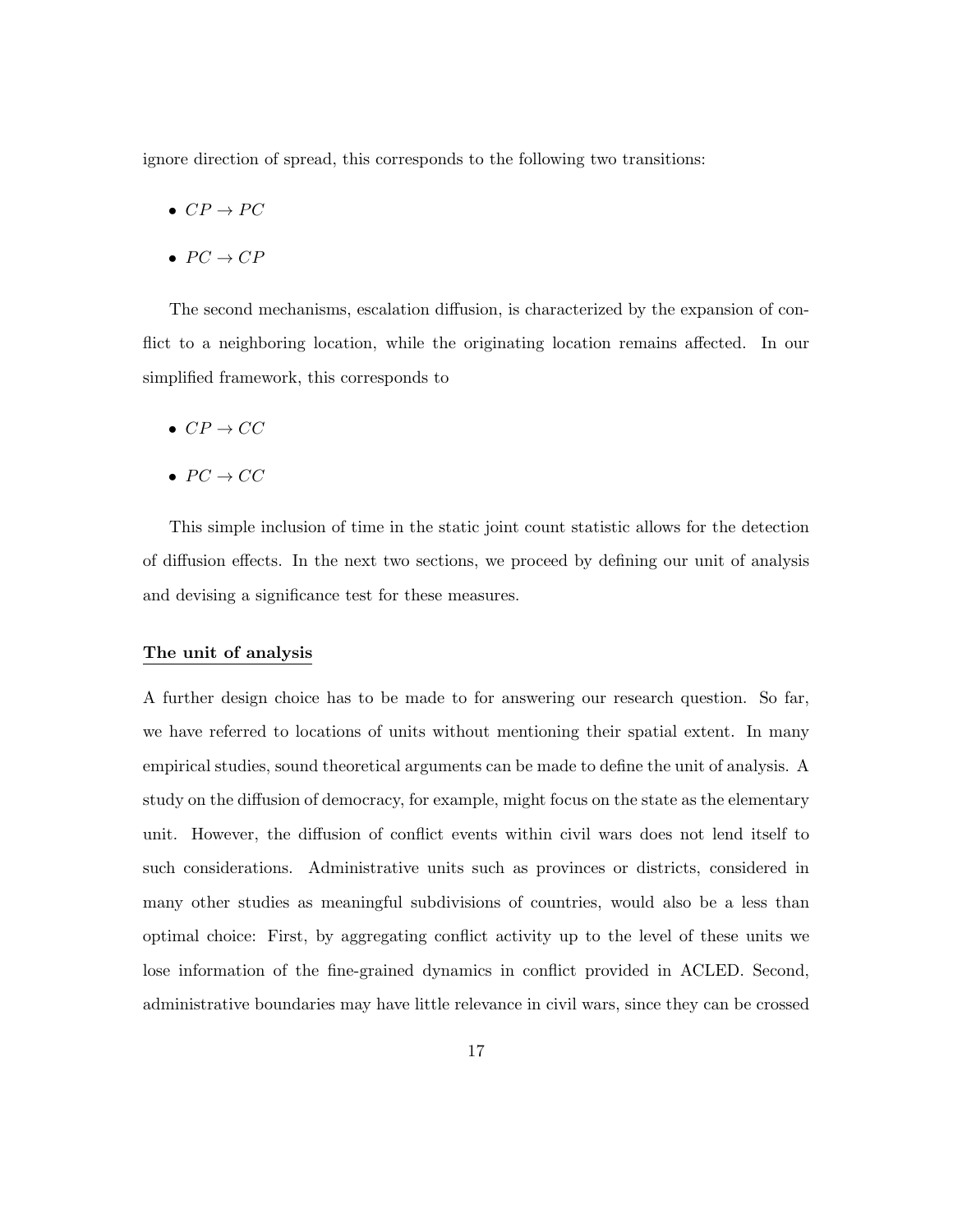ignore direction of spread, this corresponds to the following two transitions:

- $CP \rightarrow PC$
- $PC \rightarrow CP$

The second mechanisms, escalation diffusion, is characterized by the expansion of conflict to a neighboring location, while the originating location remains affected. In our simplified framework, this corresponds to

- $CP \rightarrow CC$
- $PC \rightarrow CC$

This simple inclusion of time in the static joint count statistic allows for the detection of diffusion effects. In the next two sections, we proceed by defining our unit of analysis and devising a significance test for these measures.

## The unit of analysis

A further design choice has to be made to for answering our research question. So far, we have referred to locations of units without mentioning their spatial extent. In many empirical studies, sound theoretical arguments can be made to define the unit of analysis. A study on the diffusion of democracy, for example, might focus on the state as the elementary unit. However, the diffusion of conflict events within civil wars does not lend itself to such considerations. Administrative units such as provinces or districts, considered in many other studies as meaningful subdivisions of countries, would also be a less than optimal choice: First, by aggregating conflict activity up to the level of these units we lose information of the fine-grained dynamics in conflict provided in ACLED. Second, administrative boundaries may have little relevance in civil wars, since they can be crossed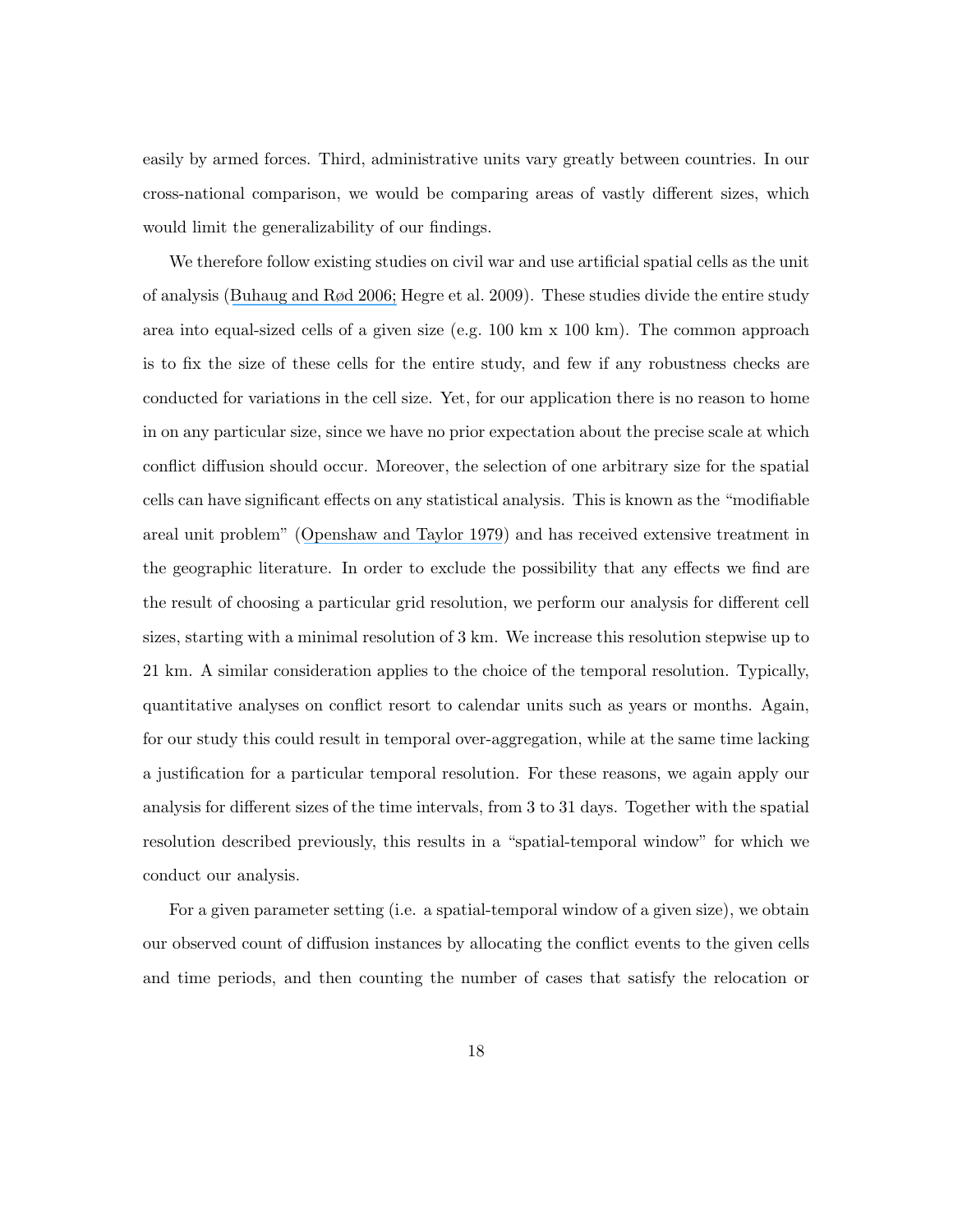easily by armed forces. Third, administrative units vary greatly between countries. In our cross-national comparison, we would be comparing areas of vastly different sizes, which would limit the generalizability of our findings.

We therefore follow existing studies on civil war and use artificial spatial cells as the unit of analysis (Buhaug and Rød 2006; Hegre et al. 2009). These studies divide the entire study area into equal-sized cells of a given size (e.g. 100 km x 100 km). The common approach is to fix the size of these cells for the entire study, and few if any robustness checks are conducted for variations in the cell size. Yet, for our application there is no reason to home in on any particular size, since we have no prior expectation about the precise scale at which conflict diffusion should occur. Moreover, the selection of one arbitrary size for the spatial cells can have significant effects on any statistical analysis. This is known as the "modifiable areal unit problem" (Openshaw and Taylor 1979) and has received extensive treatment in the geographic literature. In order to exclude the possibility that any effects we find are the result of choosing a particular grid resolution, we perform our analysis for different cell sizes, starting with a minimal resolution of 3 km. We increase this resolution stepwise up to 21 km. A similar consideration applies to the choice of the temporal resolution. Typically, quantitative analyses on conflict resort to calendar units such as years or months. Again, for our study this could result in temporal over-aggregation, while at the same time lacking a justification for a particular temporal resolution. For these reasons, we again apply our analysis for different sizes of the time intervals, from 3 to 31 days. Together with the spatial resolution described previously, this results in a "spatial-temporal window" for which we conduct our analysis.

For a given parameter setting (i.e. a spatial-temporal window of a given size), we obtain our observed count of diffusion instances by allocating the conflict events to the given cells and time periods, and then counting the number of cases that satisfy the relocation or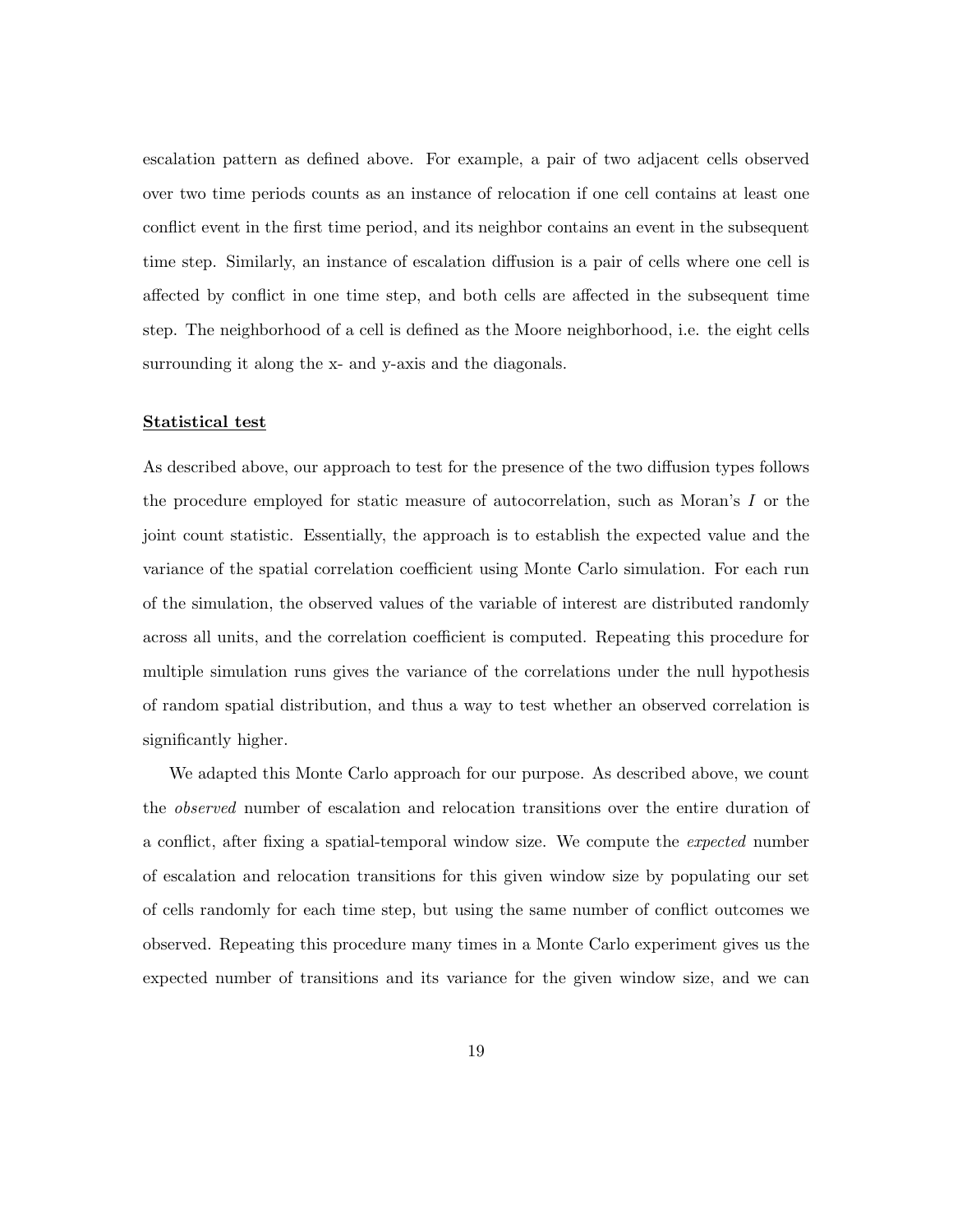escalation pattern as defined above. For example, a pair of two adjacent cells observed over two time periods counts as an instance of relocation if one cell contains at least one conflict event in the first time period, and its neighbor contains an event in the subsequent time step. Similarly, an instance of escalation diffusion is a pair of cells where one cell is affected by conflict in one time step, and both cells are affected in the subsequent time step. The neighborhood of a cell is defined as the Moore neighborhood, i.e. the eight cells surrounding it along the x- and y-axis and the diagonals.

**Statistical test**

As described above, our approach to test for the presence of the two diffusion types follows the procedure employed for static measure of autocorrelation, such as Moran's $I$ or the joint count statistic. Essentially, the approach is to establish the expected value and the variance of the spatial correlation coefficient using Monte Carlo simulation. For each run of the simulation, the observed values of the variable of interest are distributed randomly across all units, and the correlation coefficient is computed. Repeating this procedure for multiple simulation runs gives the variance of the correlations under the null hypothesis of random spatial distribution, and thus a way to test whether an observed correlation is significantly higher.

We adapted this Monte Carlo approach for our purpose. As described above, we count the *observed* number of escalation and relocation transitions over the entire duration of a conflict, after fixing a spatial-temporal window size. We compute the *expected* number of escalation and relocation transitions for this given window size by populating our set of cells randomly for each time step, but using the same number of conflict outcomes we observed. Repeating this procedure many times in a Monte Carlo experiment gives us the expected number of transitions and its variance for the given window size, and we can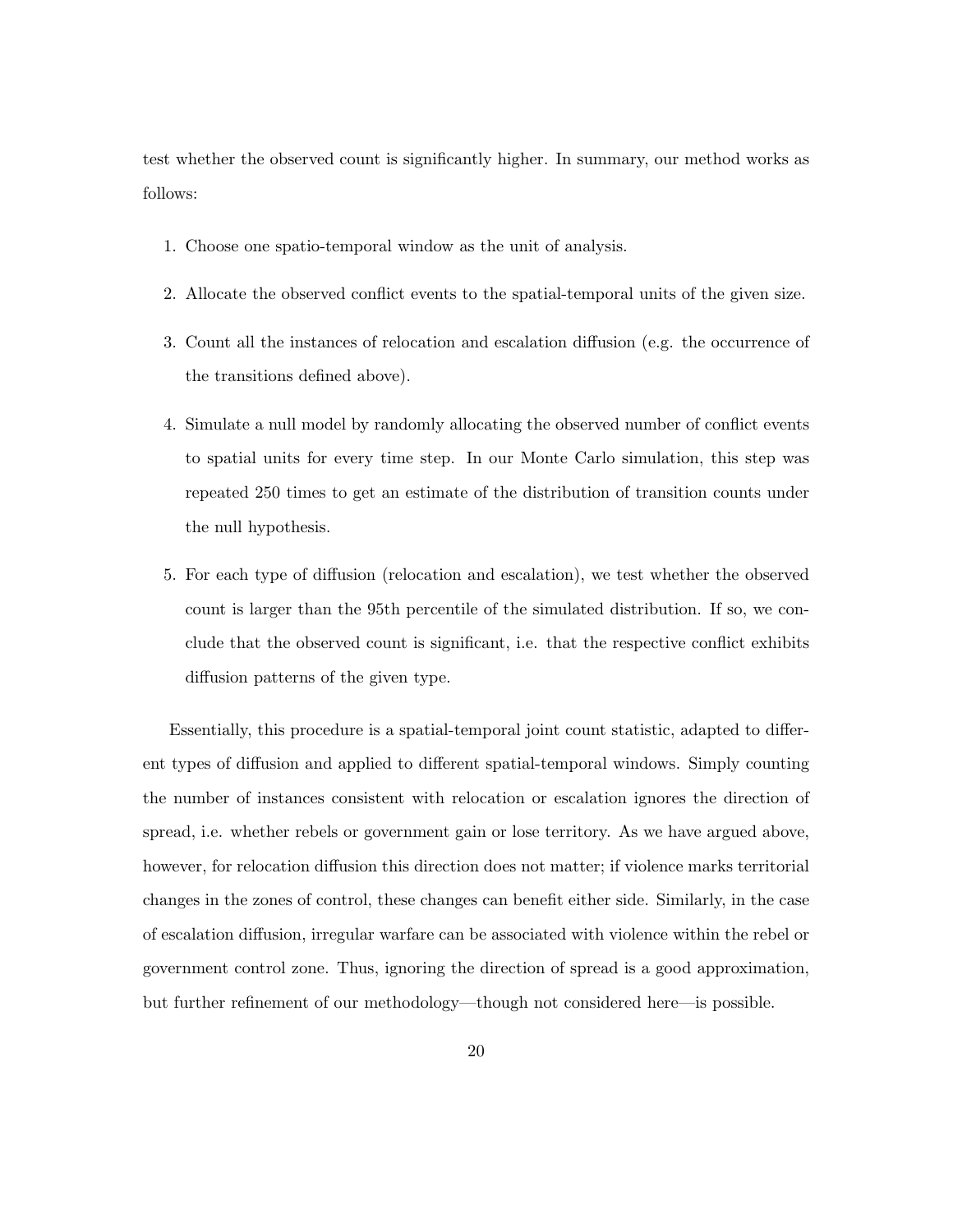test whether the observed count is significantly higher. In summary, our method works as follows:

1. Choose one spatio-temporal window as the unit of analysis.
2. Allocate the observed conflict events to the spatial-temporal units of the given size.
3. Count all the instances of relocation and escalation diffusion (e.g. the occurrence of the transitions defined above).
4. Simulate a null model by randomly allocating the observed number of conflict events to spatial units for every time step. In our Monte Carlo simulation, this step was repeated 250 times to get an estimate of the distribution of transition counts under the null hypothesis.
5. For each type of diffusion (relocation and escalation), we test whether the observed count is larger than the 95th percentile of the simulated distribution. If so, we conclude that the observed count is significant, i.e. that the respective conflict exhibits diffusion patterns of the given type.

Essentially, this procedure is a spatial-temporal joint count statistic, adapted to different types of diffusion and applied to different spatial-temporal windows. Simply counting the number of instances consistent with relocation or escalation ignores the direction of spread, i.e. whether rebels or government gain or lose territory. As we have argued above, however, for relocation diffusion this direction does not matter; if violence marks territorial changes in the zones of control, these changes can benefit either side. Similarly, in the case of escalation diffusion, irregular warfare can be associated with violence within the rebel or government control zone. Thus, ignoring the direction of spread is a good approximation, but further refinement of our methodology—though not considered here—is possible.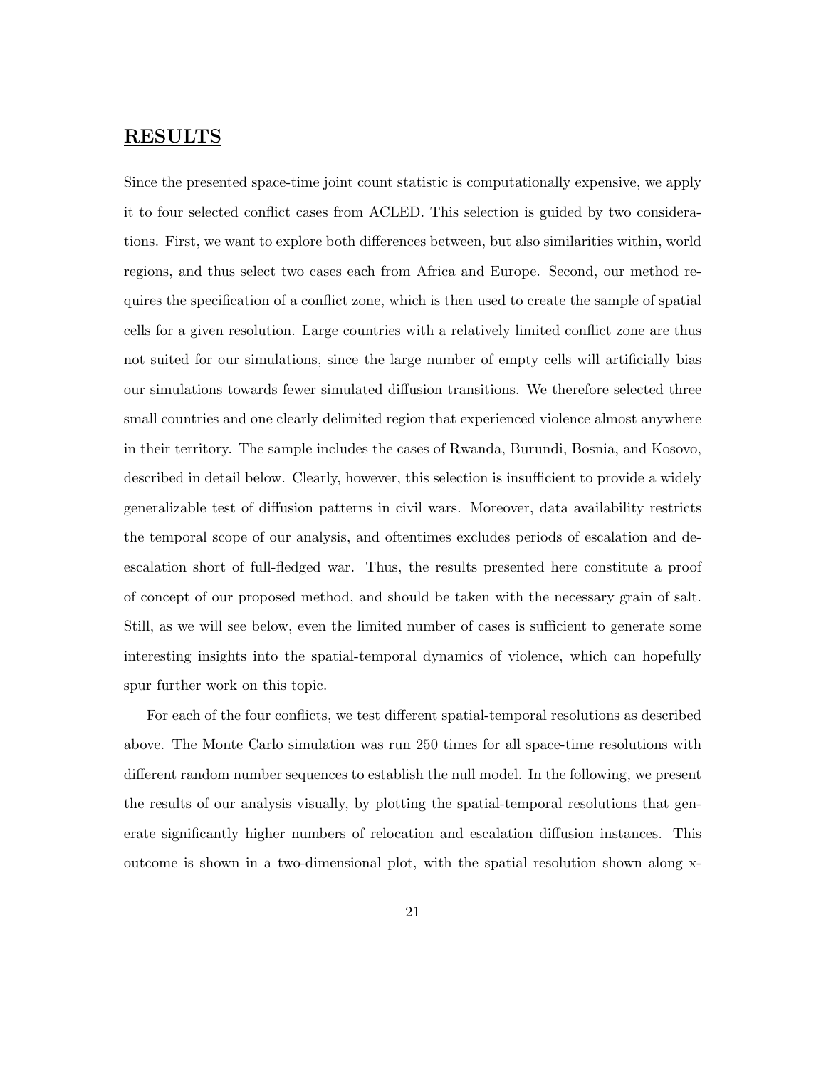## RESULTS

Since the presented space-time joint count statistic is computationally expensive, we apply it to four selected conflict cases from ACLED. This selection is guided by two considerations. First, we want to explore both differences between, but also similarities within, world regions, and thus select two cases each from Africa and Europe. Second, our method requires the specification of a conflict zone, which is then used to create the sample of spatial cells for a given resolution. Large countries with a relatively limited conflict zone are thus not suited for our simulations, since the large number of empty cells will artificially bias our simulations towards fewer simulated diffusion transitions. We therefore selected three small countries and one clearly delimited region that experienced violence almost anywhere in their territory. The sample includes the cases of Rwanda, Burundi, Bosnia, and Kosovo, described in detail below. Clearly, however, this selection is insufficient to provide a widely generalizable test of diffusion patterns in civil wars. Moreover, data availability restricts the temporal scope of our analysis, and oftentimes excludes periods of escalation and de-escalation short of full-fledged war. Thus, the results presented here constitute a proof of concept of our proposed method, and should be taken with the necessary grain of salt. Still, as we will see below, even the limited number of cases is sufficient to generate some interesting insights into the spatial-temporal dynamics of violence, which can hopefully spur further work on this topic.

For each of the four conflicts, we test different spatial-temporal resolutions as described above. The Monte Carlo simulation was run 250 times for all space-time resolutions with different random number sequences to establish the null model. In the following, we present the results of our analysis visually, by plotting the spatial-temporal resolutions that generate significantly higher numbers of relocation and escalation diffusion instances. This outcome is shown in a two-dimensional plot, with the spatial resolution shown along x-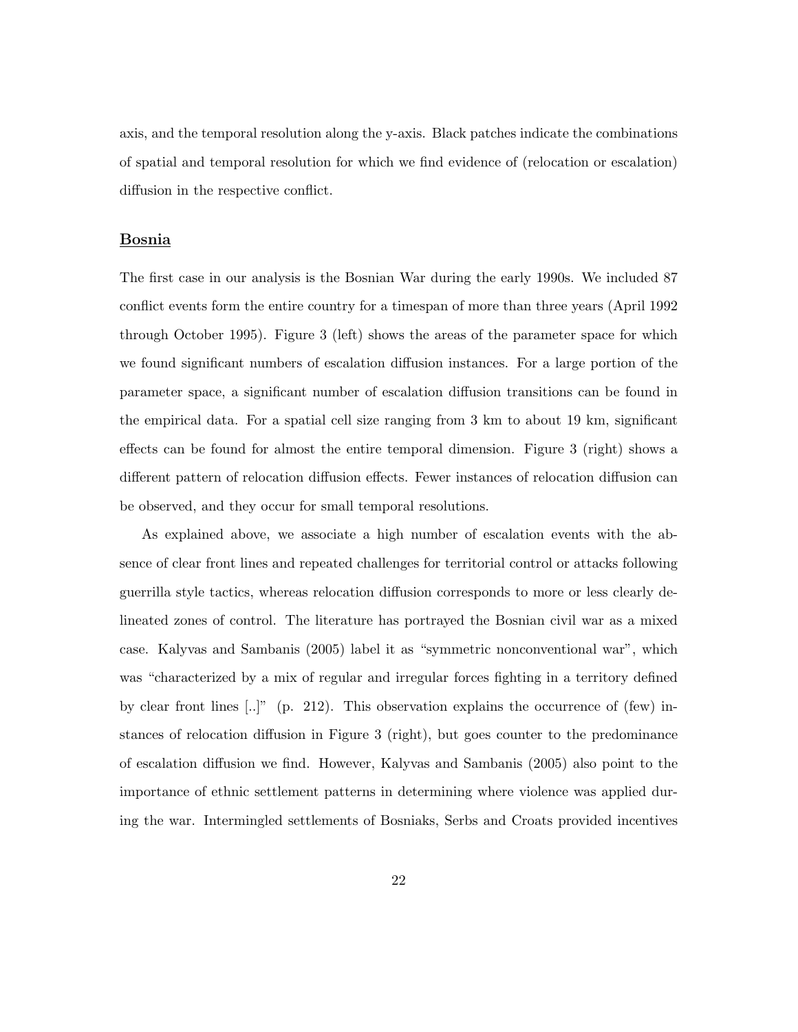axis, and the temporal resolution along the y-axis. Black patches indicate the combinations of spatial and temporal resolution for which we find evidence of (relocation or escalation) diffusion in the respective conflict.

### Bosnia

The first case in our analysis is the Bosnian War during the early 1990s. We included 87 conflict events form the entire country for a timespan of more than three years (April 1992 through October 1995). Figure 3 (left) shows the areas of the parameter space for which we found significant numbers of escalation diffusion instances. For a large portion of the parameter space, a significant number of escalation diffusion transitions can be found in the empirical data. For a spatial cell size ranging from 3 km to about 19 km, significant effects can be found for almost the entire temporal dimension. Figure 3 (right) shows a different pattern of relocation diffusion effects. Fewer instances of relocation diffusion can be observed, and they occur for small temporal resolutions.

As explained above, we associate a high number of escalation events with the absence of clear front lines and repeated challenges for territorial control or attacks following guerrilla style tactics, whereas relocation diffusion corresponds to more or less clearly delineated zones of control. The literature has portrayed the Bosnian civil war as a mixed case. Kalyvas and Sambanis (2005) label it as "symmetric nonconventional war", which was "characterized by a mix of regular and irregular forces fighting in a territory defined by clear front lines [..]" (p. 212). This observation explains the occurrence of (few) instances of relocation diffusion in Figure 3 (right), but goes counter to the predominance of escalation diffusion we find. However, Kalyvas and Sambanis (2005) also point to the importance of ethnic settlement patterns in determining where violence was applied during the war. Intermingled settlements of Bosniaks, Serbs and Croats provided incentives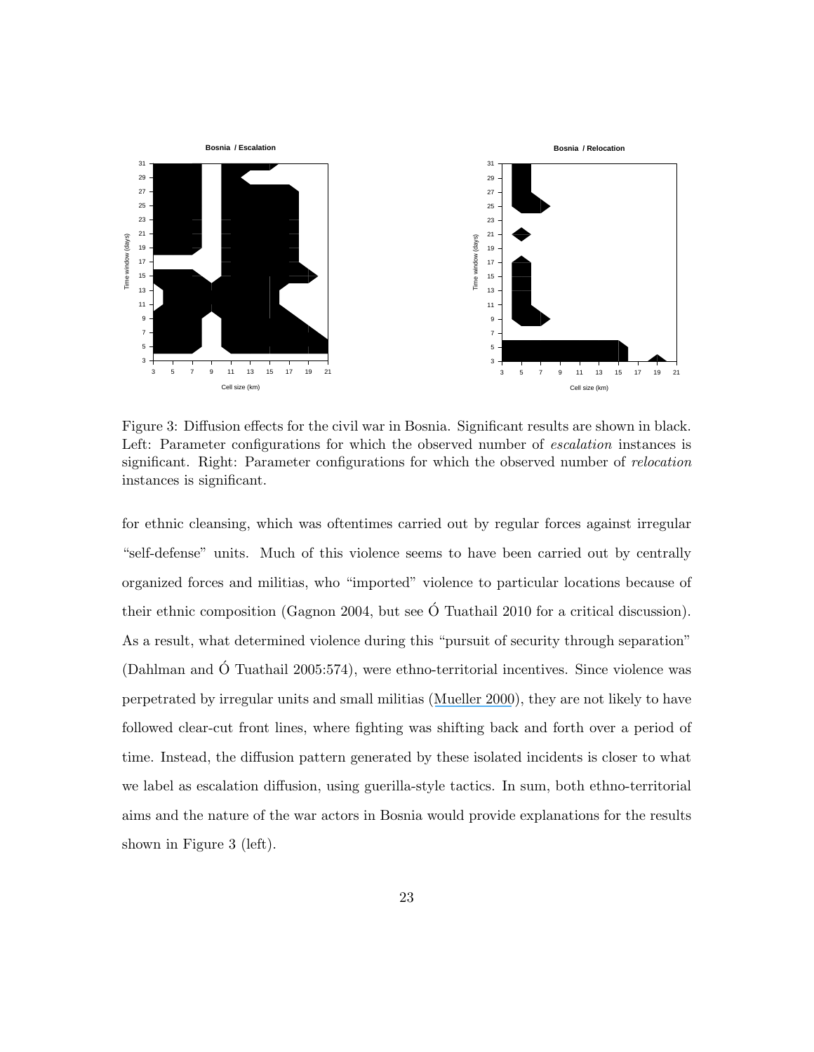Figure 3: Diffusion effects for the civil war in Bosnia. Significant results are shown in black. Left: Parameter configurations for which the observed number of *escalation* instances is significant. Right: Parameter configurations for which the observed number of *relocation* instances is significant.

for ethnic cleansing, which was oftentimes carried out by regular forces against irregular "self-defense" units. Much of this violence seems to have been carried out by centrally organized forces and militias, who "imported" violence to particular locations because of their ethnic composition (Gagnon 2004, but see Ó Tuathail 2010 for a critical discussion). As a result, what determined violence during this "pursuit of security through separation" (Dahlman and Ó Tuathail 2005:574), were ethno-territorial incentives. Since violence was perpetrated by irregular units and small militias (Mueller 2000), they are not likely to have followed clear-cut front lines, where fighting was shifting back and forth over a period of time. Instead, the diffusion pattern generated by these isolated incidents is closer to what we label as escalation diffusion, using guerilla-style tactics. In sum, both ethno-territorial aims and the nature of the war actors in Bosnia would provide explanations for the results shown in Figure 3 (left).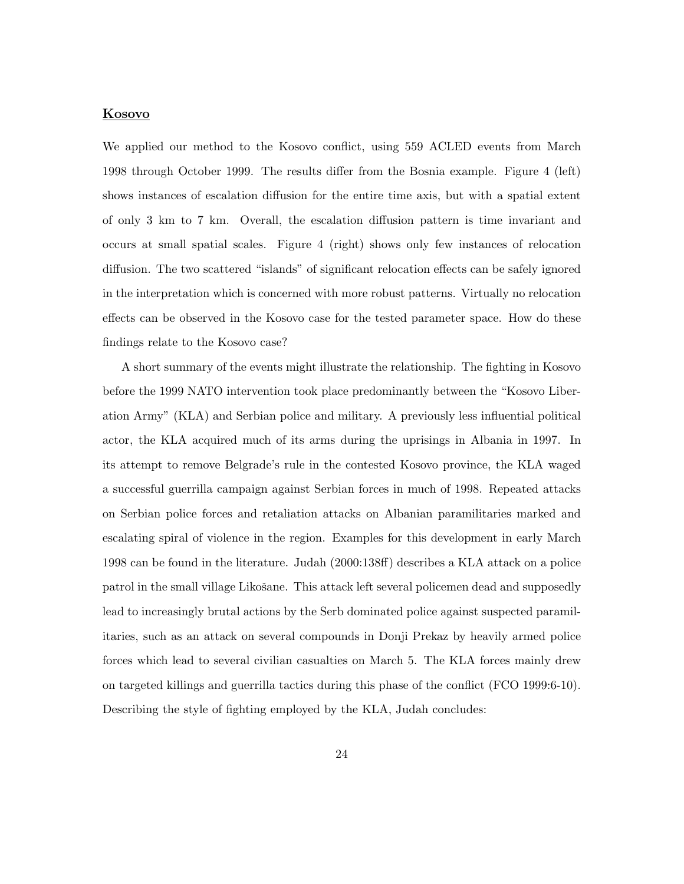## Kosovo

We applied our method to the Kosovo conflict, using 559 ACLED events from March 1998 through October 1999. The results differ from the Bosnia example. Figure 4 (left) shows instances of escalation diffusion for the entire time axis, but with a spatial extent of only 3 km to 7 km. Overall, the escalation diffusion pattern is time invariant and occurs at small spatial scales. Figure 4 (right) shows only few instances of relocation diffusion. The two scattered "islands" of significant relocation effects can be safely ignored in the interpretation which is concerned with more robust patterns. Virtually no relocation effects can be observed in the Kosovo case for the tested parameter space. How do these findings relate to the Kosovo case?

A short summary of the events might illustrate the relationship. The fighting in Kosovo before the 1999 NATO intervention took place predominantly between the "Kosovo Liberation Army" (KLA) and Serbian police and military. A previously less influential political actor, the KLA acquired much of its arms during the uprisings in Albania in 1997. In its attempt to remove Belgrade's rule in the contested Kosovo province, the KLA waged a successful guerrilla campaign against Serbian forces in much of 1998. Repeated attacks on Serbian police forces and retaliation attacks on Albanian paramilitaries marked and escalating spiral of violence in the region. Examples for this development in early March 1998 can be found in the literature. Judah (2000:138ff) describes a KLA attack on a police patrol in the small village Likošane. This attack left several policemen dead and supposedly lead to increasingly brutal actions by the Serb dominated police against suspected paramilitaries, such as an attack on several compounds in Donji Prekaz by heavily armed police forces which lead to several civilian casualties on March 5. The KLA forces mainly drew on targeted killings and guerrilla tactics during this phase of the conflict (FCO 1999:6-10). Describing the style of fighting employed by the KLA, Judah concludes: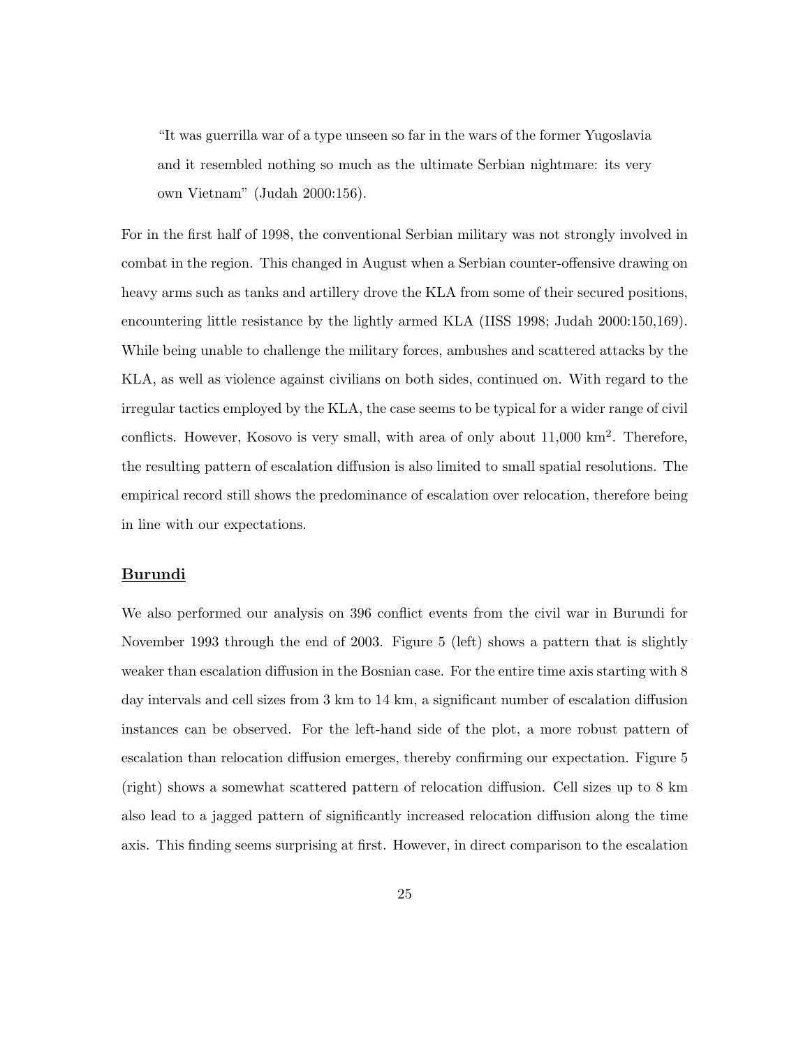> "It was guerrilla war of a type unseen so far in the wars of the former Yugoslavia and it resembled nothing so much as the ultimate Serbian nightmare: its very own Vietnam" (Judah 2000:156).

For in the first half of 1998, the conventional Serbian military was not strongly involved in combat in the region. This changed in August when a Serbian counter-offensive drawing on heavy arms such as tanks and artillery drove the KLA from some of their secured positions, encountering little resistance by the lightly armed KLA (IISS 1998; Judah 2000:150,169). While being unable to challenge the military forces, ambushes and scattered attacks by the KLA, as well as violence against civilians on both sides, continued on. With regard to the irregular tactics employed by the KLA, the case seems to be typical for a wider range of civil conflicts. However, Kosovo is very small, with area of only about 11,000 km$^2$. Therefore, the resulting pattern of escalation diffusion is also limited to small spatial resolutions. The empirical record still shows the predominance of escalation over relocation, therefore being in line with our expectations.

## Burundi

We also performed our analysis on 396 conflict events from the civil war in Burundi for November 1993 through the end of 2003. Figure 5 (left) shows a pattern that is slightly weaker than escalation diffusion in the Bosnian case. For the entire time axis starting with 8 day intervals and cell sizes from 3 km to 14 km, a significant number of escalation diffusion instances can be observed. For the left-hand side of the plot, a more robust pattern of escalation than relocation diffusion emerges, thereby confirming our expectation. Figure 5 (right) shows a somewhat scattered pattern of relocation diffusion. Cell sizes up to 8 km also lead to a jagged pattern of significantly increased relocation diffusion along the time axis. This finding seems surprising at first. However, in direct comparison to the escalation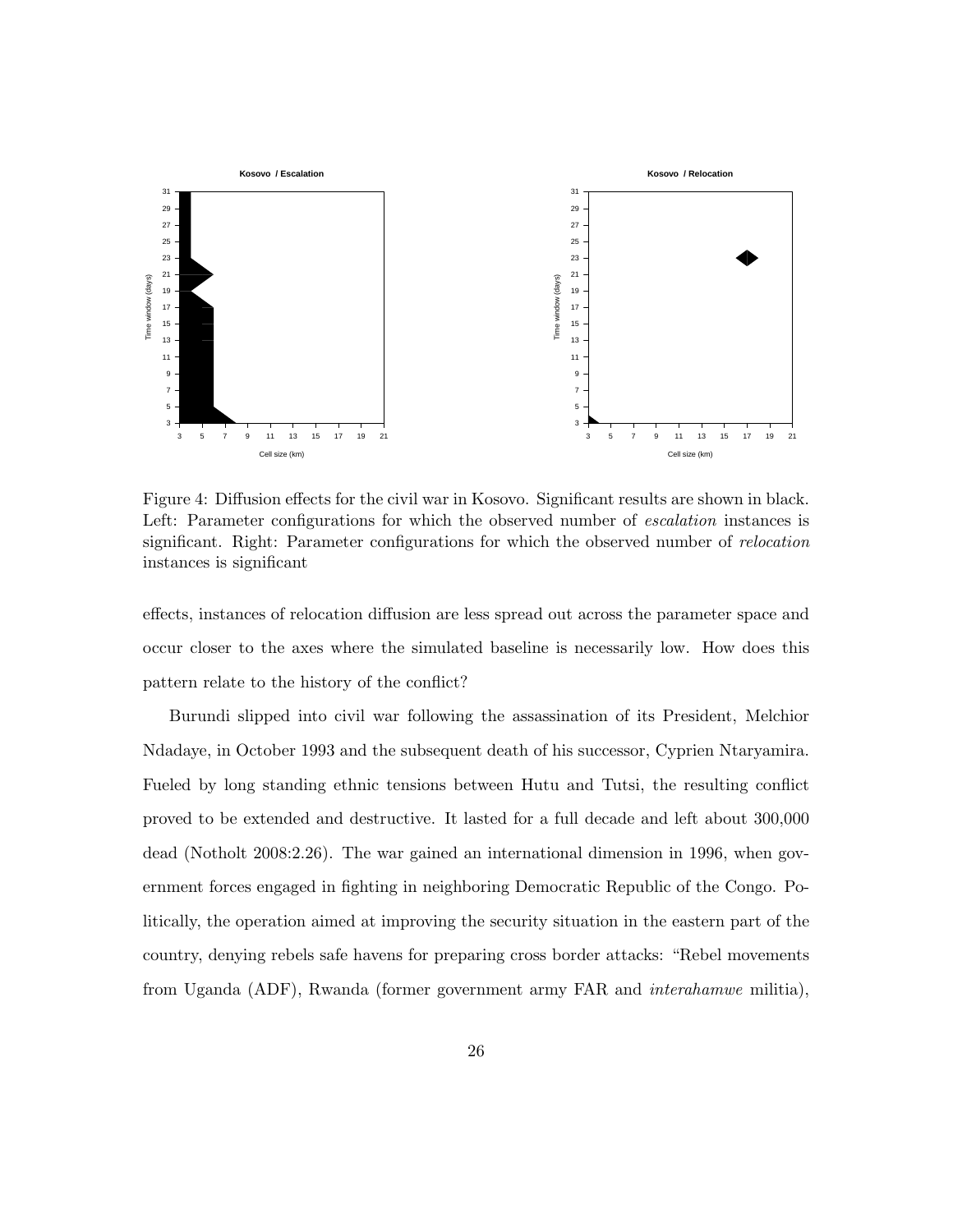Figure 4: Diffusion effects for the civil war in Kosovo. Significant results are shown in black. Left: Parameter configurations for which the observed number of *escalation* instances is significant. Right: Parameter configurations for which the observed number of *relocation* instances is significant

effects, instances of relocation diffusion are less spread out across the parameter space and occur closer to the axes where the simulated baseline is necessarily low. How does this pattern relate to the history of the conflict?

Burundi slipped into civil war following the assassination of its President, Melchior Ndadaye, in October 1993 and the subsequent death of his successor, Cyprien Ntaryamira. Fueled by long standing ethnic tensions between Hutu and Tutsi, the resulting conflict proved to be extended and destructive. It lasted for a full decade and left about 300,000 dead (Notholt 2008:2.26). The war gained an international dimension in 1996, when government forces engaged in fighting in neighboring Democratic Republic of the Congo. Politically, the operation aimed at improving the security situation in the eastern part of the country, denying rebels safe havens for preparing cross border attacks: "Rebel movements from Uganda (ADF), Rwanda (former government army FAR and *interahamwe* militia),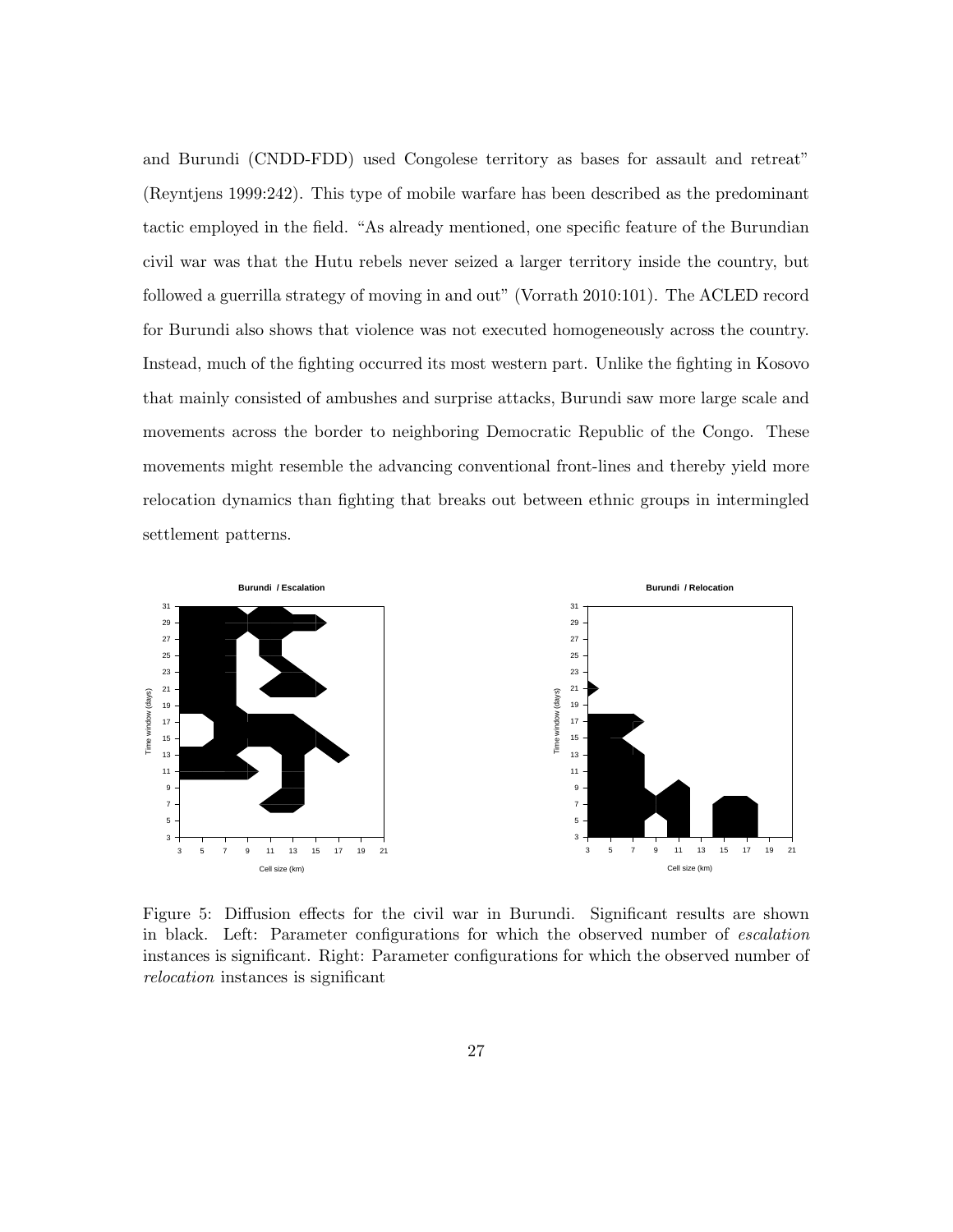and Burundi (CNDD-FDD) used Congolese territory as bases for assault and retreat" (Reyntjens 1999:242). This type of mobile warfare has been described as the predominant tactic employed in the field. "As already mentioned, one specific feature of the Burundian civil war was that the Hutu rebels never seized a larger territory inside the country, but followed a guerrilla strategy of moving in and out" (Vorrath 2010:101). The ACLED record for Burundi also shows that violence was not executed homogeneously across the country. Instead, much of the fighting occurred its most western part. Unlike the fighting in Kosovo that mainly consisted of ambushes and surprise attacks, Burundi saw more large scale and movements across the border to neighboring Democratic Republic of the Congo. These movements might resemble the advancing conventional front-lines and thereby yield more relocation dynamics than fighting that breaks out between ethnic groups in intermingled settlement patterns.

Figure 5: Diffusion effects for the civil war in Burundi. Significant results are shown in black. Left: Parameter configurations for which the observed number of *escalation* instances is significant. Right: Parameter configurations for which the observed number of *relocation* instances is significant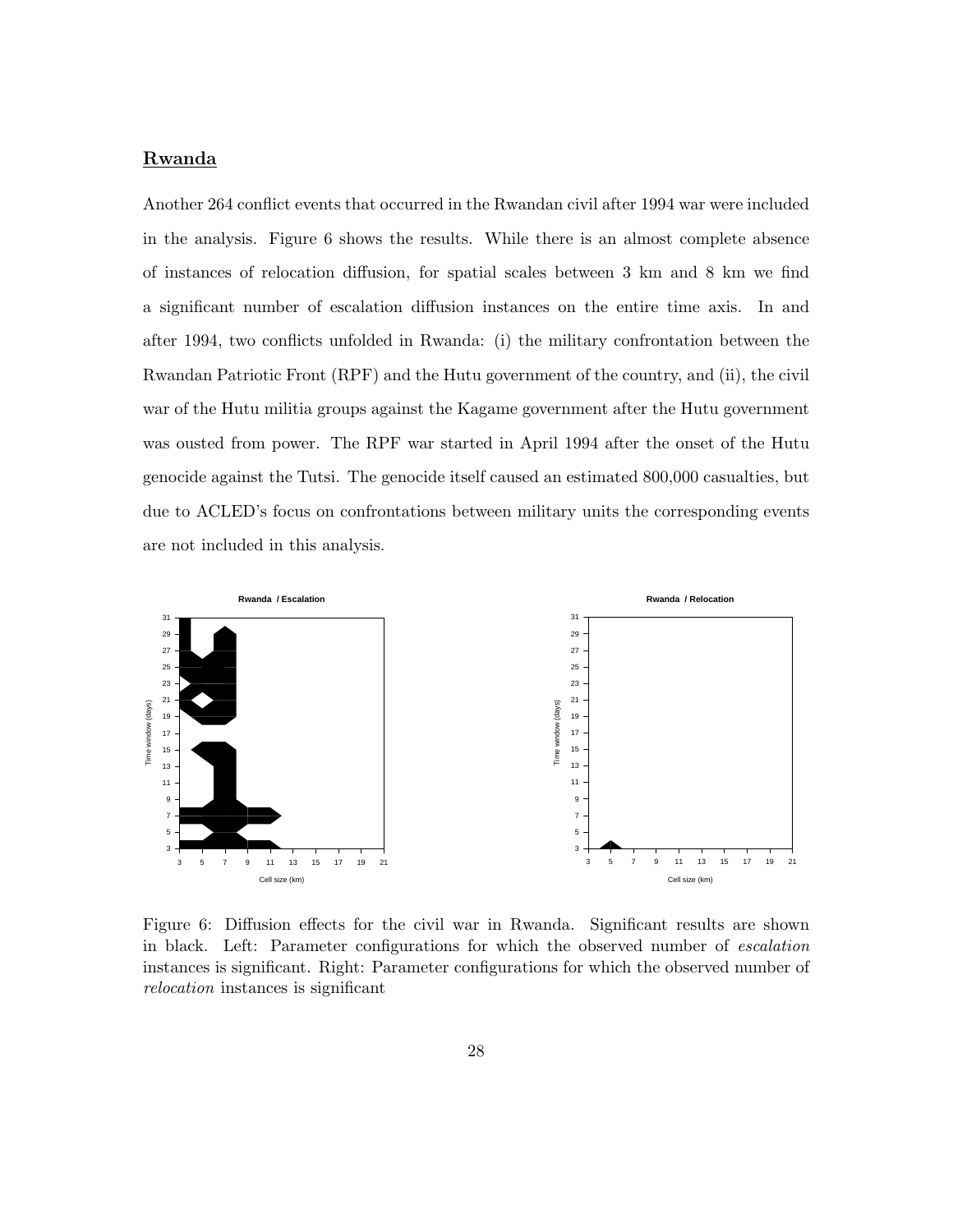## Rwanda

Another 264 conflict events that occurred in the Rwandan civil after 1994 war were included in the analysis. Figure 6 shows the results. While there is an almost complete absence of instances of relocation diffusion, for spatial scales between 3 km and 8 km we find a significant number of escalation diffusion instances on the entire time axis. In and after 1994, two conflicts unfolded in Rwanda: (i) the military confrontation between the Rwandan Patriotic Front (RPF) and the Hutu government of the country, and (ii), the civil war of the Hutu militia groups against the Kagame government after the Hutu government was ousted from power. The RPF war started in April 1994 after the onset of the Hutu genocide against the Tutsi. The genocide itself caused an estimated 800,000 casualties, but due to ACLED's focus on confrontations between military units the corresponding events are not included in this analysis.

Figure 6: Diffusion effects for the civil war in Rwanda. Significant results are shown in black. Left: Parameter configurations for which the observed number of *escalation* instances is significant. Right: Parameter configurations for which the observed number of *relocation* instances is significant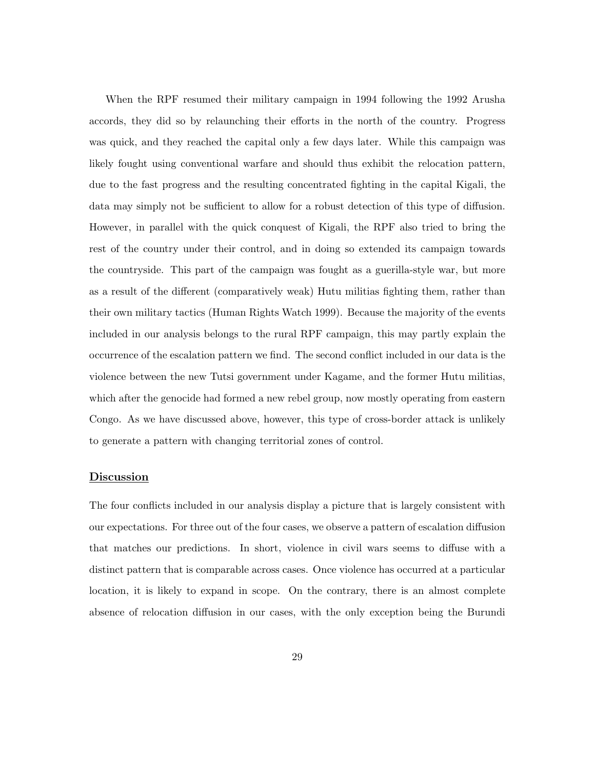When the RPF resumed their military campaign in 1994 following the 1992 Arusha accords, they did so by relaunching their efforts in the north of the country. Progress was quick, and they reached the capital only a few days later. While this campaign was likely fought using conventional warfare and should thus exhibit the relocation pattern, due to the fast progress and the resulting concentrated fighting in the capital Kigali, the data may simply not be sufficient to allow for a robust detection of this type of diffusion. However, in parallel with the quick conquest of Kigali, the RPF also tried to bring the rest of the country under their control, and in doing so extended its campaign towards the countryside. This part of the campaign was fought as a guerilla-style war, but more as a result of the different (comparatively weak) Hutu militias fighting them, rather than their own military tactics (Human Rights Watch 1999). Because the majority of the events included in our analysis belongs to the rural RPF campaign, this may partly explain the occurrence of the escalation pattern we find. The second conflict included in our data is the violence between the new Tutsi government under Kagame, and the former Hutu militias, which after the genocide had formed a new rebel group, now mostly operating from eastern Congo. As we have discussed above, however, this type of cross-border attack is unlikely to generate a pattern with changing territorial zones of control.

## Discussion

The four conflicts included in our analysis display a picture that is largely consistent with our expectations. For three out of the four cases, we observe a pattern of escalation diffusion that matches our predictions. In short, violence in civil wars seems to diffuse with a distinct pattern that is comparable across cases. Once violence has occurred at a particular location, it is likely to expand in scope. On the contrary, there is an almost complete absence of relocation diffusion in our cases, with the only exception being the Burundi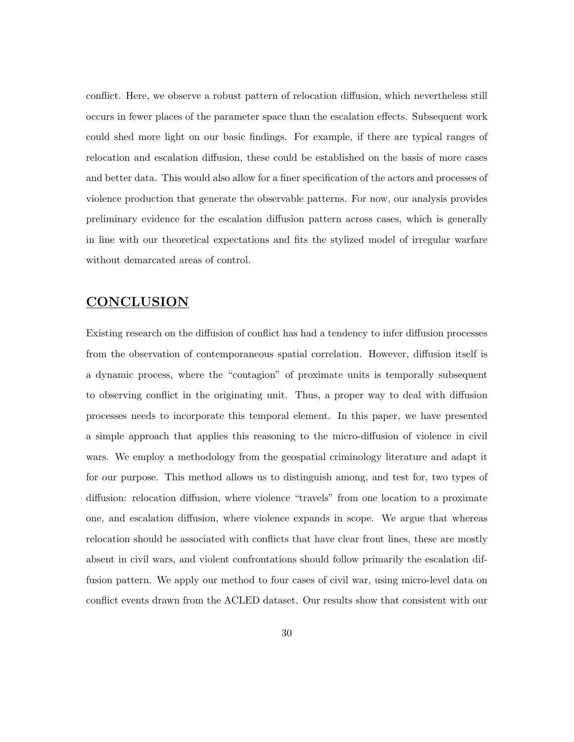conflict. Here, we observe a robust pattern of relocation diffusion, which nevertheless still occurs in fewer places of the parameter space than the escalation effects. Subsequent work could shed more light on our basic findings. For example, if there are typical ranges of relocation and escalation diffusion, these could be established on the basis of more cases and better data. This would also allow for a finer specification of the actors and processes of violence production that generate the observable patterns. For now, our analysis provides preliminary evidence for the escalation diffusion pattern across cases, which is generally in line with our theoretical expectations and fits the stylized model of irregular warfare without demarcated areas of control.

## CONCLUSION

Existing research on the diffusion of conflict has had a tendency to infer diffusion processes from the observation of contemporaneous spatial correlation. However, diffusion itself is a dynamic process, where the "contagion" of proximate units is temporally subsequent to observing conflict in the originating unit. Thus, a proper way to deal with diffusion processes needs to incorporate this temporal element. In this paper, we have presented a simple approach that applies this reasoning to the micro-diffusion of violence in civil wars. We employ a methodology from the geospatial criminology literature and adapt it for our purpose. This method allows us to distinguish among, and test for, two types of diffusion: relocation diffusion, where violence "travels" from one location to a proximate one, and escalation diffusion, where violence expands in scope. We argue that whereas relocation should be associated with conflicts that have clear front lines, these are mostly absent in civil wars, and violent confrontations should follow primarily the escalation diffusion pattern. We apply our method to four cases of civil war, using micro-level data on conflict events drawn from the ACLED dataset. Our results show that consistent with our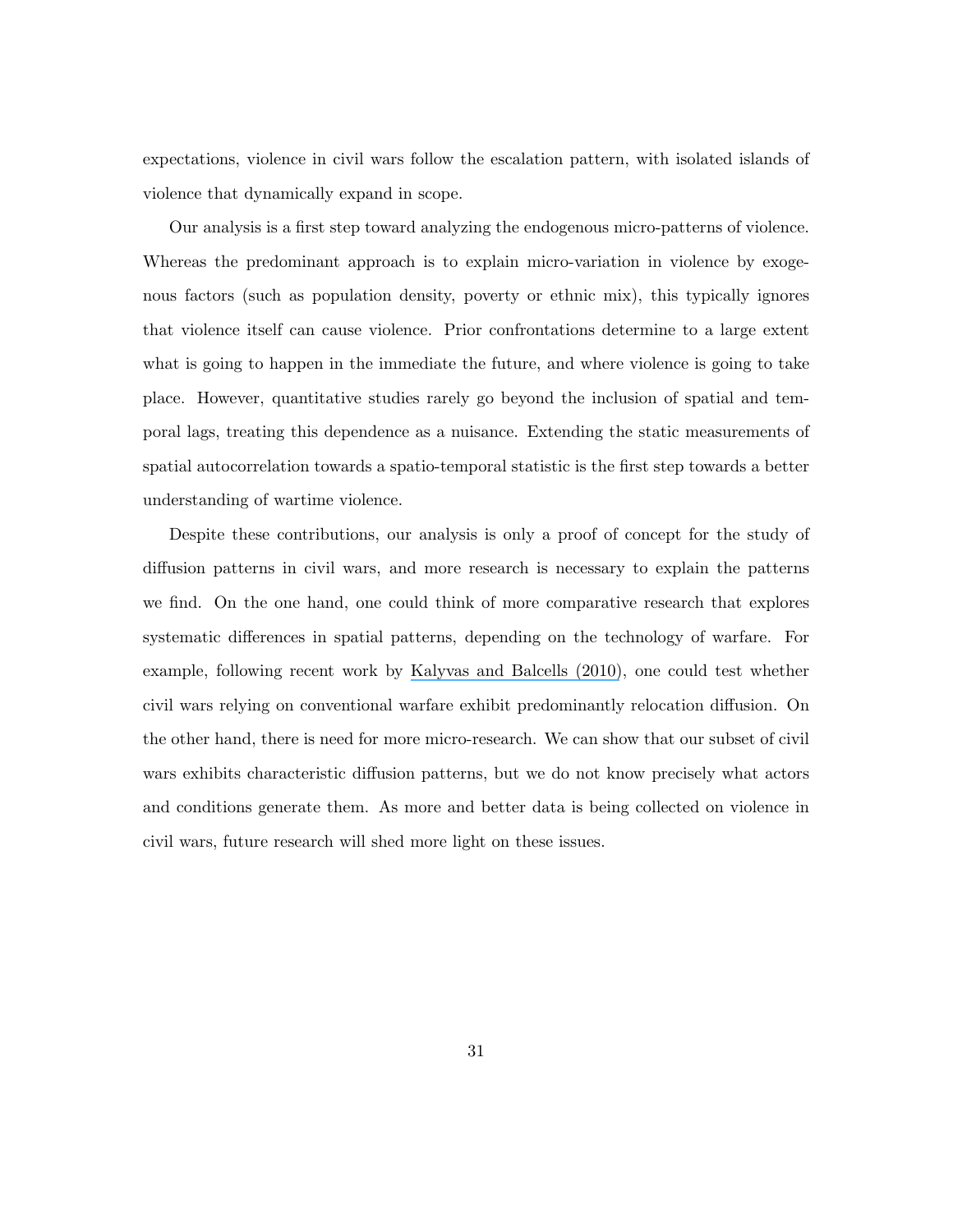expectations, violence in civil wars follow the escalation pattern, with isolated islands of violence that dynamically expand in scope.

Our analysis is a first step toward analyzing the endogenous micro-patterns of violence. Whereas the predominant approach is to explain micro-variation in violence by exogenous factors (such as population density, poverty or ethnic mix), this typically ignores that violence itself can cause violence. Prior confrontations determine to a large extent what is going to happen in the immediate the future, and where violence is going to take place. However, quantitative studies rarely go beyond the inclusion of spatial and temporal lags, treating this dependence as a nuisance. Extending the static measurements of spatial autocorrelation towards a spatio-temporal statistic is the first step towards a better understanding of wartime violence.

Despite these contributions, our analysis is only a proof of concept for the study of diffusion patterns in civil wars, and more research is necessary to explain the patterns we find. On the one hand, one could think of more comparative research that explores systematic differences in spatial patterns, depending on the technology of warfare. For example, following recent work by Kalyvas and Balcells (2010), one could test whether civil wars relying on conventional warfare exhibit predominantly relocation diffusion. On the other hand, there is need for more micro-research. We can show that our subset of civil wars exhibits characteristic diffusion patterns, but we do not know precisely what actors and conditions generate them. As more and better data is being collected on violence in civil wars, future research will shed more light on these issues.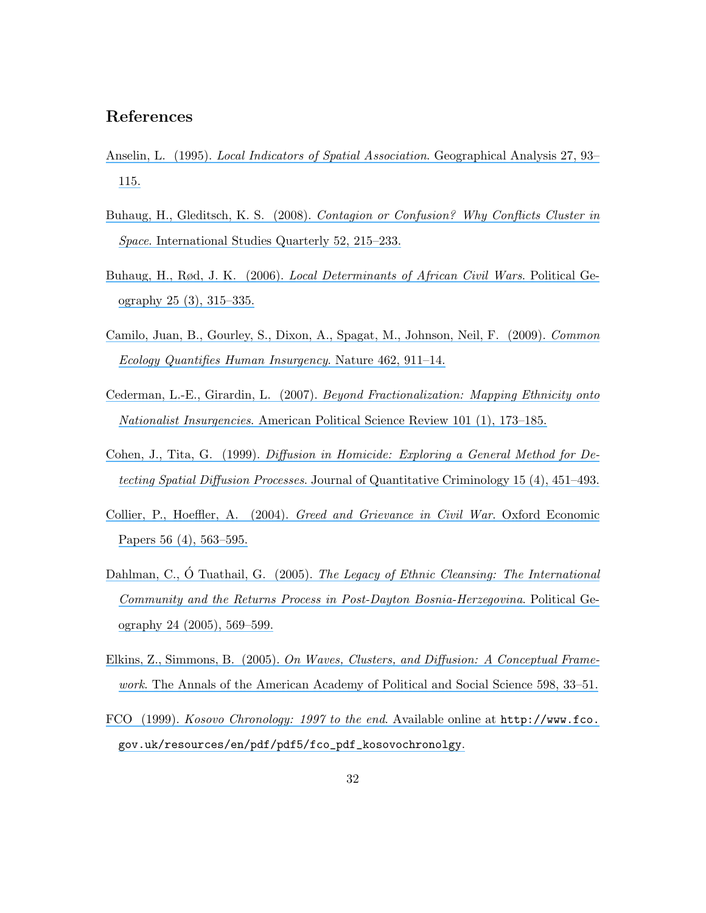## References

Anselin, L. (1995). *Local Indicators of Spatial Association*. Geographical Analysis 27, 93–115.

Buhaug, H., Gleditsch, K. S. (2008). *Contagion or Confusion? Why Conflicts Cluster in Space*. International Studies Quarterly 52, 215–233.

Buhaug, H., Rød, J. K. (2006). *Local Determinants of African Civil Wars*. Political Geography 25 (3), 315–335.

Camilo, Juan, B., Gourley, S., Dixon, A., Spagat, M., Johnson, Neil, F. (2009). *Common Ecology Quantifies Human Insurgency*. Nature 462, 911–14.

Cederman, L.-E., Girardin, L. (2007). *Beyond Fractionalization: Mapping Ethnicity onto Nationalist Insurgencies*. American Political Science Review 101 (1), 173–185.

Cohen, J., Tita, G. (1999). *Diffusion in Homicide: Exploring a General Method for Detecting Spatial Diffusion Processes*. Journal of Quantitative Criminology 15 (4), 451–493.

Collier, P., Hoeffler, A. (2004). *Greed and Grievance in Civil War*. Oxford Economic Papers 56 (4), 563–595.

Dahlman, C., Ó Tuathail, G. (2005). *The Legacy of Ethnic Cleansing: The International Community and the Returns Process in Post-Dayton Bosnia-Herzegovina*. Political Geography 24 (2005), 569–599.

Elkins, Z., Simmons, B. (2005). *On Waves, Clusters, and Diffusion: A Conceptual Framework*. The Annals of the American Academy of Political and Social Science 598, 33–51.

FCO (1999). *Kosovo Chronology: 1997 to the end*. Available online at http://www.fco.gov.uk/resources/en/pdf/pdf5/fco_pdf_kosovochronolgy.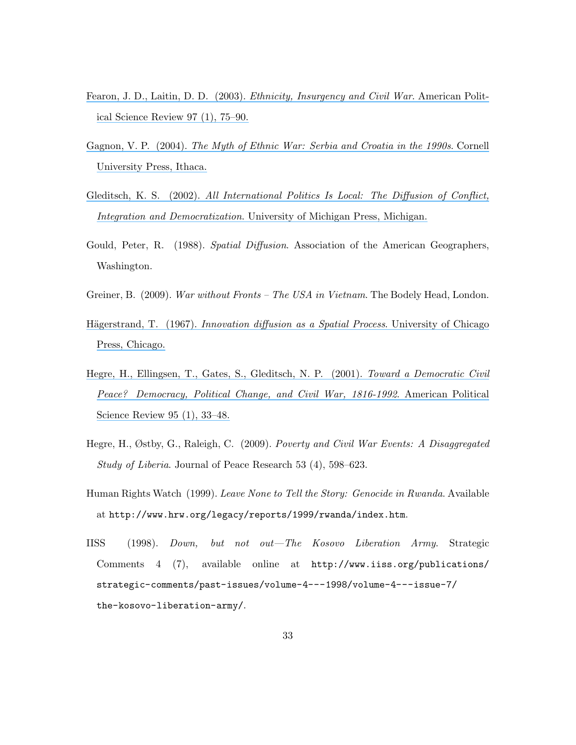Fearon, J. D., Laitin, D. D. (2003). *Ethnicity, Insurgency and Civil War*. American Political Science Review 97 (1), 75–90.

Gagnon, V. P. (2004). *The Myth of Ethnic War: Serbia and Croatia in the 1990s*. Cornell University Press, Ithaca.

Gleditsch, K. S. (2002). *All International Politics Is Local: The Diffusion of Conflict, Integration and Democratization*. University of Michigan Press, Michigan.

Gould, Peter, R. (1988). *Spatial Diffusion*. Association of the American Geographers, Washington.

Greiner, B. (2009). *War without Fronts – The USA in Vietnam*. The Bodely Head, London.

Hägerstrand, T. (1967). *Innovation diffusion as a Spatial Process*. University of Chicago Press, Chicago.

Hegre, H., Ellingsen, T., Gates, S., Gleditsch, N. P. (2001). *Toward a Democratic Civil Peace? Democracy, Political Change, and Civil War, 1816-1992*. American Political Science Review 95 (1), 33–48.

Hegre, H., Østby, G., Raleigh, C. (2009). *Poverty and Civil War Events: A Disaggregated Study of Liberia*. Journal of Peace Research 53 (4), 598–623.

Human Rights Watch (1999). *Leave None to Tell the Story: Genocide in Rwanda*. Available at http://www.hrw.org/legacy/reports/1999/rwanda/index.htm.

IISS (1998). *Down, but not out—The Kosovo Liberation Army*. Strategic Comments 4 (7), available online at http://www.iiss.org/publications/strategic-comments/past-issues/volume-4---1998/volume-4---issue-7/the-kosovo-liberation-army/.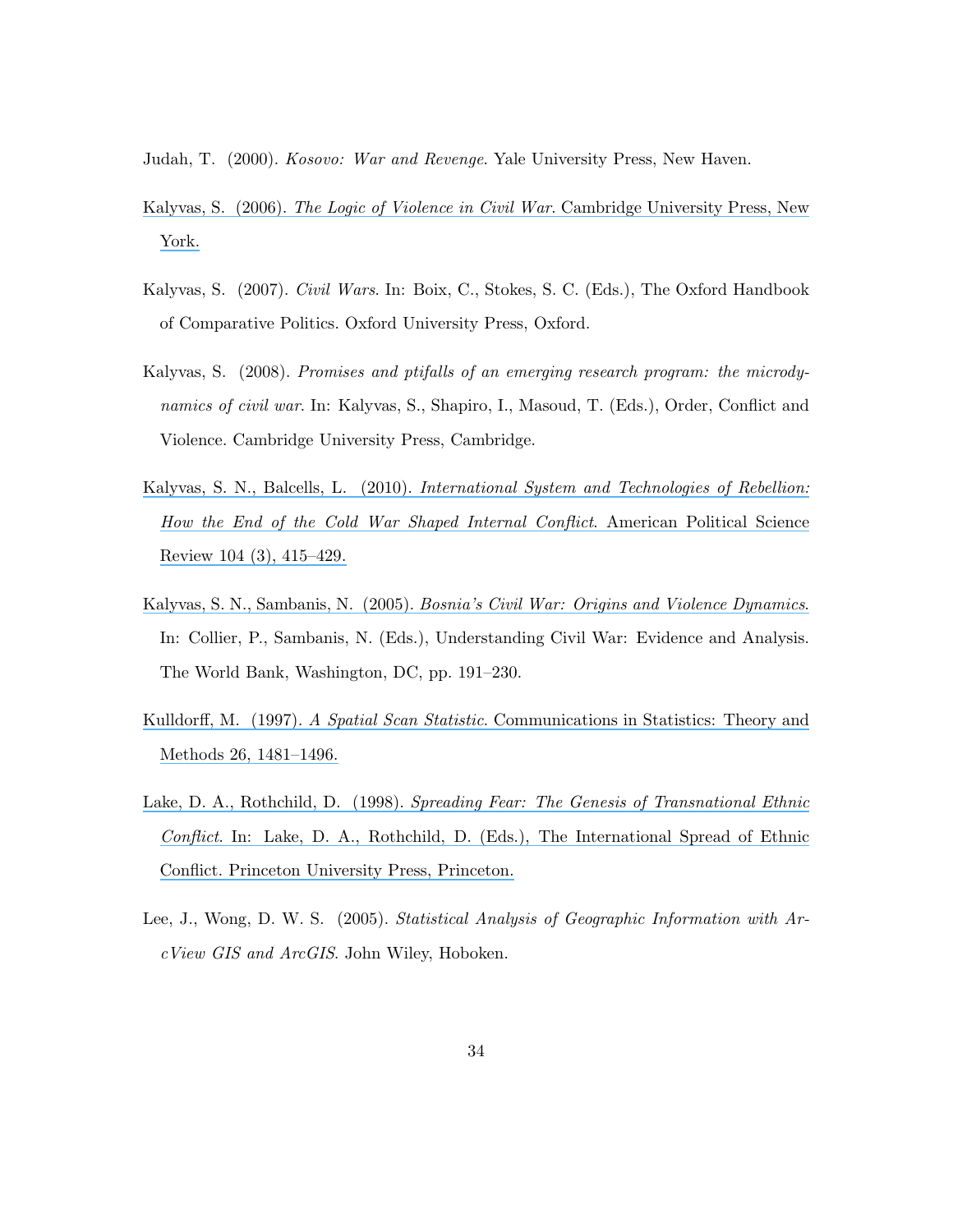Judah, T. (2000). *Kosovo: War and Revenge*. Yale University Press, New Haven.

Kalyvas, S. (2006). *The Logic of Violence in Civil War*. Cambridge University Press, New York.

Kalyvas, S. (2007). *Civil Wars*. In: Boix, C., Stokes, S. C. (Eds.), The Oxford Handbook of Comparative Politics. Oxford University Press, Oxford.

Kalyvas, S. (2008). *Promises and ptifalls of an emerging research program: the microdynamics of civil war*. In: Kalyvas, S., Shapiro, I., Masoud, T. (Eds.), Order, Conflict and Violence. Cambridge University Press, Cambridge.

Kalyvas, S. N., Balcells, L. (2010). *International System and Technologies of Rebellion: How the End of the Cold War Shaped Internal Conflict*. American Political Science Review 104 (3), 415–429.

Kalyvas, S. N., Sambanis, N. (2005). *Bosnia's Civil War: Origins and Violence Dynamics*. In: Collier, P., Sambanis, N. (Eds.), Understanding Civil War: Evidence and Analysis. The World Bank, Washington, DC, pp. 191–230.

Kulldorff, M. (1997). *A Spatial Scan Statistic*. Communications in Statistics: Theory and Methods 26, 1481–1496.

Lake, D. A., Rothchild, D. (1998). *Spreading Fear: The Genesis of Transnational Ethnic Conflict*. In: Lake, D. A., Rothchild, D. (Eds.), The International Spread of Ethnic Conflict. Princeton University Press, Princeton.

Lee, J., Wong, D. W. S. (2005). *Statistical Analysis of Geographic Information with ArcView GIS and ArcGIS*. John Wiley, Hoboken.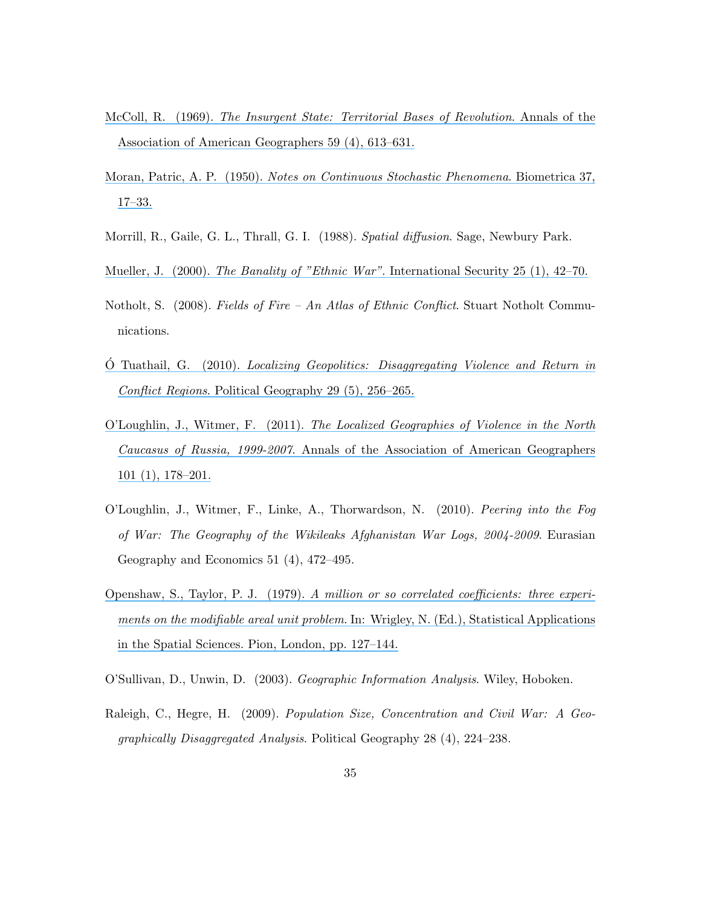McColl, R. (1969). *The Insurgent State: Territorial Bases of Revolution*. Annals of the Association of American Geographers 59 (4), 613–631.

Moran, Patric, A. P. (1950). *Notes on Continuous Stochastic Phenomena*. Biometrica 37, 17–33.

Morrill, R., Gaile, G. L., Thrall, G. I. (1988). *Spatial diffusion*. Sage, Newbury Park.

Mueller, J. (2000). *The Banality of "Ethnic War"*. International Security 25 (1), 42–70.

Notholt, S. (2008). *Fields of Fire – An Atlas of Ethnic Conflict*. Stuart Notholt Communications.

Ó Tuathail, G. (2010). *Localizing Geopolitics: Disaggregating Violence and Return in Conflict Regions*. Political Geography 29 (5), 256–265.

O'Loughlin, J., Witmer, F. (2011). *The Localized Geographies of Violence in the North Caucasus of Russia, 1999-2007*. Annals of the Association of American Geographers 101 (1), 178–201.

O'Loughlin, J., Witmer, F., Linke, A., Thorwardson, N. (2010). *Peering into the Fog of War: The Geography of the Wikileaks Afghanistan War Logs, 2004-2009*. Eurasian Geography and Economics 51 (4), 472–495.

Openshaw, S., Taylor, P. J. (1979). *A million or so correlated coefficients: three experiments on the modifiable areal unit problem*. In: Wrigley, N. (Ed.), Statistical Applications in the Spatial Sciences. Pion, London, pp. 127–144.

O'Sullivan, D., Unwin, D. (2003). *Geographic Information Analysis*. Wiley, Hoboken.

Raleigh, C., Hegre, H. (2009). *Population Size, Concentration and Civil War: A Geographically Disaggregated Analysis*. Political Geography 28 (4), 224–238.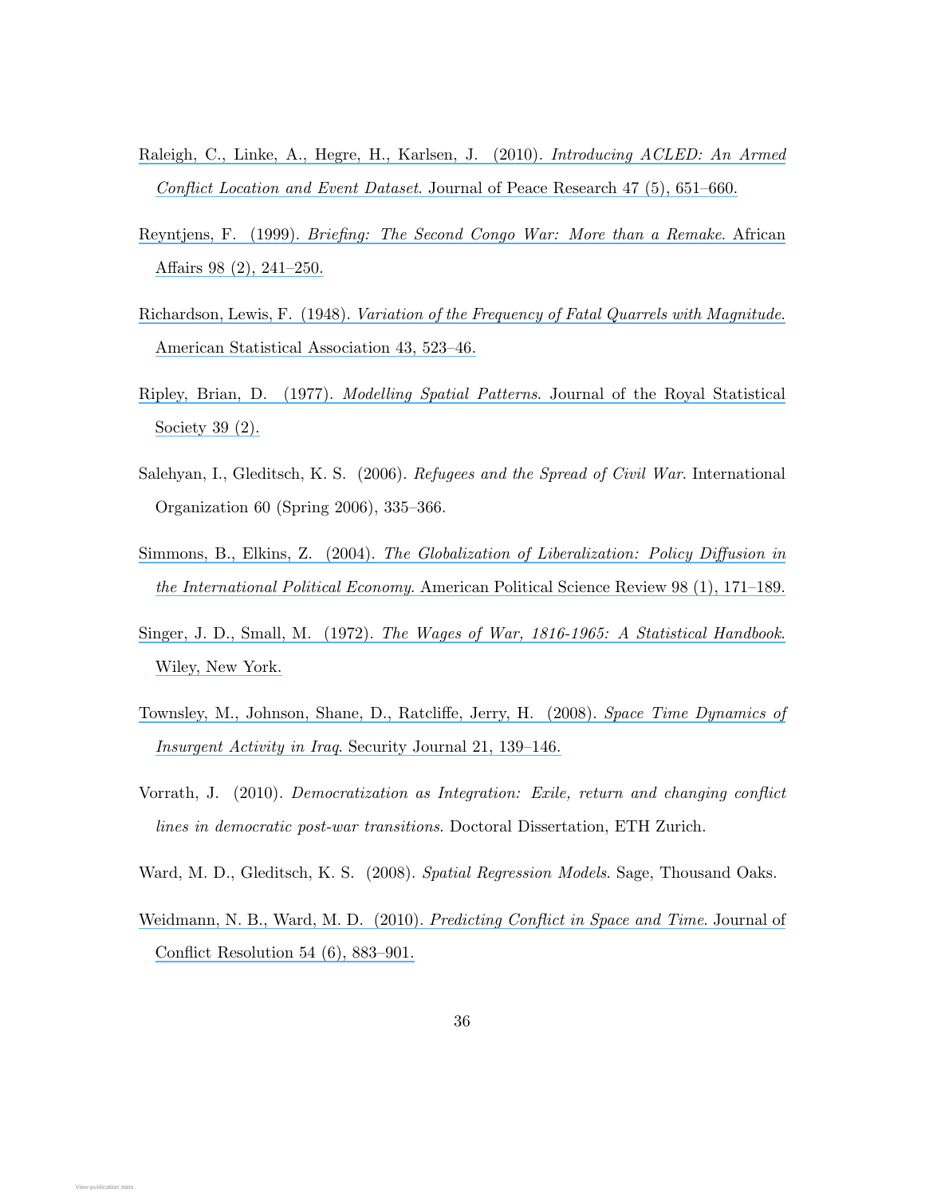Raleigh, C., Linke, A., Hegre, H., Karlsen, J. (2010). *Introducing ACLED: An Armed Conflict Location and Event Dataset*. Journal of Peace Research 47 (5), 651–660.

Reyntjens, F. (1999). *Briefing: The Second Congo War: More than a Remake*. African Affairs 98 (2), 241–250.

Richardson, Lewis, F. (1948). *Variation of the Frequency of Fatal Quarrels with Magnitude*. American Statistical Association 43, 523–46.

Ripley, Brian, D. (1977). *Modelling Spatial Patterns*. Journal of the Royal Statistical Society 39 (2).

Salehyan, I., Gleditsch, K. S. (2006). *Refugees and the Spread of Civil War*. International Organization 60 (Spring 2006), 335–366.

Simmons, B., Elkins, Z. (2004). *The Globalization of Liberalization: Policy Diffusion in the International Political Economy*. American Political Science Review 98 (1), 171–189.

Singer, J. D., Small, M. (1972). *The Wages of War, 1816-1965: A Statistical Handbook*. Wiley, New York.

Townsley, M., Johnson, Shane, D., Ratcliffe, Jerry, H. (2008). *Space Time Dynamics of Insurgent Activity in Iraq*. Security Journal 21, 139–146.

Vorrath, J. (2010). *Democratization as Integration: Exile, return and changing conflict lines in democratic post-war transitions*. Doctoral Dissertation, ETH Zurich.

Ward, M. D., Gleditsch, K. S. (2008). *Spatial Regression Models*. Sage, Thousand Oaks.

Weidmann, N. B., Ward, M. D. (2010). *Predicting Conflict in Space and Time*. Journal of Conflict Resolution 54 (6), 883–901.